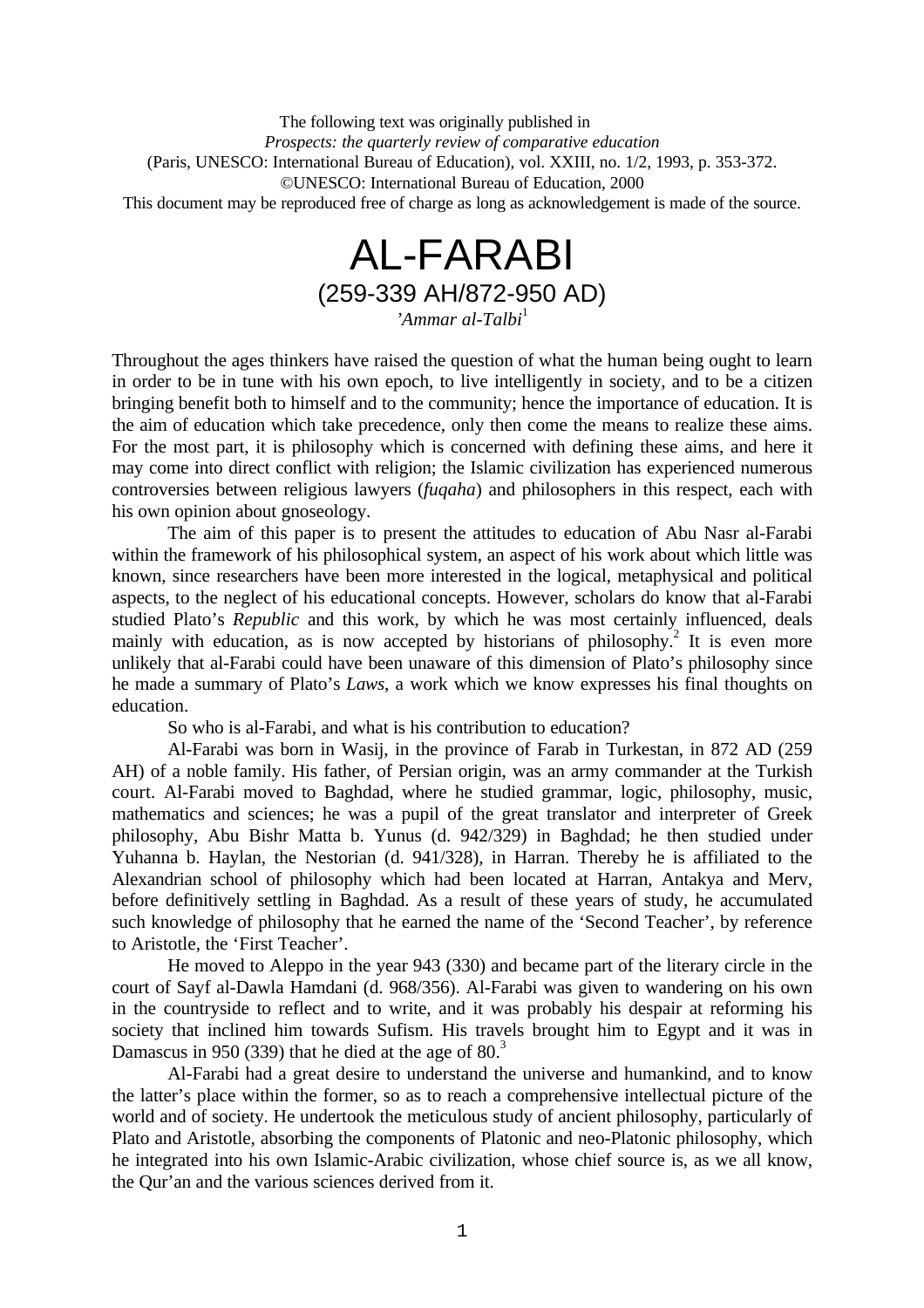The following text was originally published in
*Prospects: the quarterly review of comparative education*
(Paris, UNESCO: International Bureau of Education), vol. XXIII, no. 1/2, 1993, p. 353-372.
©UNESCO: International Bureau of Education, 2000
This document may be reproduced free of charge as long as acknowledgement is made of the source.

# AL-FARABI
## (259-339 AH/872-950 AD)

*'Ammar al-Talbi*[1]

Throughout the ages thinkers have raised the question of what the human being ought to learn in order to be in tune with his own epoch, to live intelligently in society, and to be a citizen bringing benefit both to himself and to the community; hence the importance of education. It is the aim of education which take precedence, only then come the means to realize these aims. For the most part, it is philosophy which is concerned with defining these aims, and here it may come into direct conflict with religion; the Islamic civilization has experienced numerous controversies between religious lawyers (*fuqaha*) and philosophers in this respect, each with his own opinion about gnoseology.

The aim of this paper is to present the attitudes to education of Abu Nasr al-Farabi within the framework of his philosophical system, an aspect of his work about which little was known, since researchers have been more interested in the logical, metaphysical and political aspects, to the neglect of his educational concepts. However, scholars do know that al-Farabi studied Plato's *Republic* and this work, by which he was most certainly influenced, deals mainly with education, as is now accepted by historians of philosophy.[2] It is even more unlikely that al-Farabi could have been unaware of this dimension of Plato's philosophy since he made a summary of Plato's *Laws*, a work which we know expresses his final thoughts on education.

So who is al-Farabi, and what is his contribution to education?

Al-Farabi was born in Wasij, in the province of Farab in Turkestan, in 872 AD (259 AH) of a noble family. His father, of Persian origin, was an army commander at the Turkish court. Al-Farabi moved to Baghdad, where he studied grammar, logic, philosophy, music, mathematics and sciences; he was a pupil of the great translator and interpreter of Greek philosophy, Abu Bishr Matta b. Yunus (d. 942/329) in Baghdad; he then studied under Yuhanna b. Haylan, the Nestorian (d. 941/328), in Harran. Thereby he is affiliated to the Alexandrian school of philosophy which had been located at Harran, Antakya and Merv, before definitively settling in Baghdad. As a result of these years of study, he accumulated such knowledge of philosophy that he earned the name of the 'Second Teacher', by reference to Aristotle, the 'First Teacher'.

He moved to Aleppo in the year 943 (330) and became part of the literary circle in the court of Sayf al-Dawla Hamdani (d. 968/356). Al-Farabi was given to wandering on his own in the countryside to reflect and to write, and it was probably his despair at reforming his society that inclined him towards Sufism. His travels brought him to Egypt and it was in Damascus in 950 (339) that he died at the age of 80.[3]

Al-Farabi had a great desire to understand the universe and humankind, and to know the latter's place within the former, so as to reach a comprehensive intellectual picture of the world and of society. He undertook the meticulous study of ancient philosophy, particularly of Plato and Aristotle, absorbing the components of Platonic and neo-Platonic philosophy, which he integrated into his own Islamic-Arabic civilization, whose chief source is, as we all know, the Qur'an and the various sciences derived from it.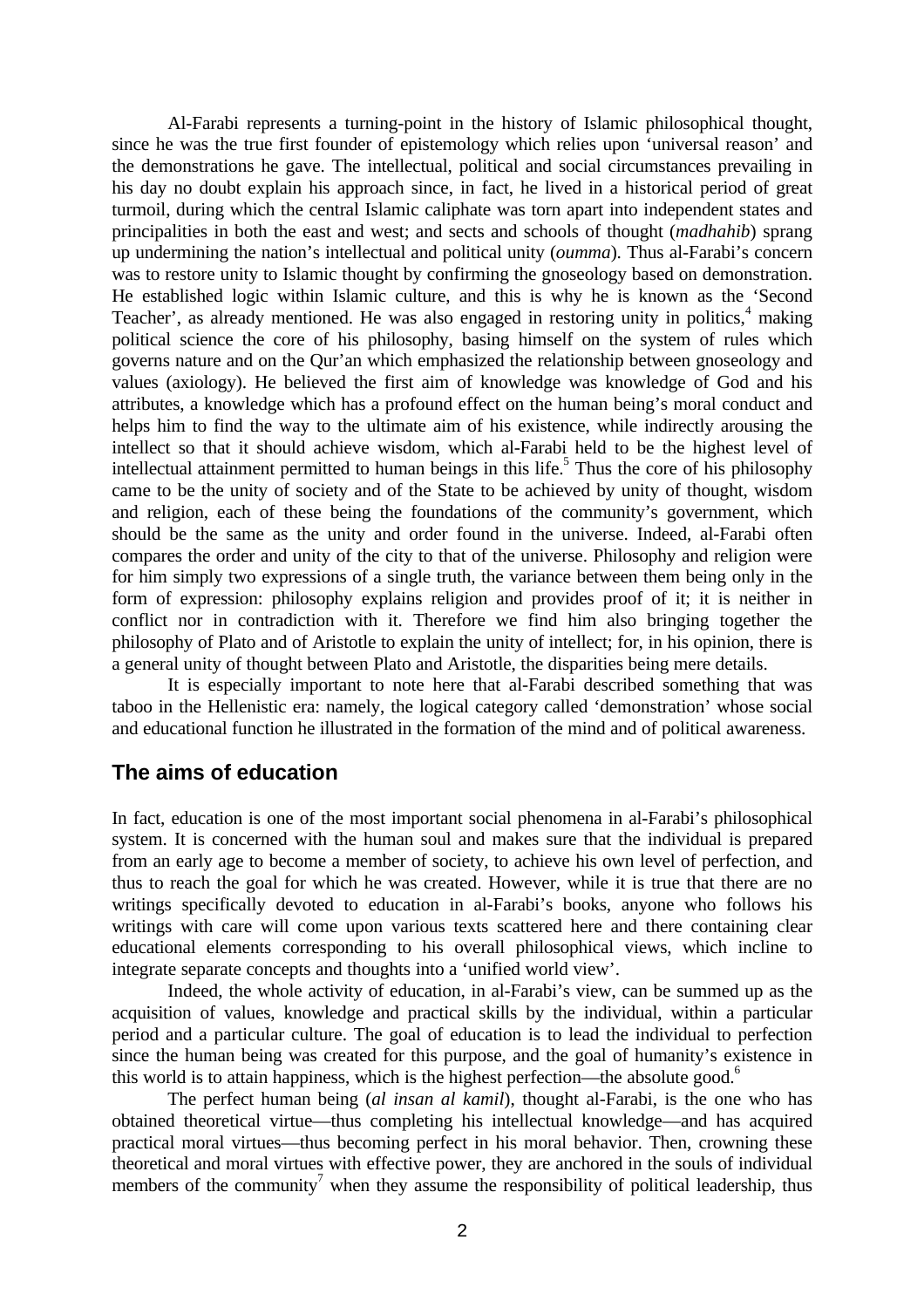Al-Farabi represents a turning-point in the history of Islamic philosophical thought, since he was the true first founder of epistemology which relies upon 'universal reason' and the demonstrations he gave. The intellectual, political and social circumstances prevailing in his day no doubt explain his approach since, in fact, he lived in a historical period of great turmoil, during which the central Islamic caliphate was torn apart into independent states and principalities in both the east and west; and sects and schools of thought (*madhahib*) sprang up undermining the nation's intellectual and political unity (*oumma*). Thus al-Farabi's concern was to restore unity to Islamic thought by confirming the gnoseology based on demonstration. He established logic within Islamic culture, and this is why he is known as the 'Second Teacher', as already mentioned. He was also engaged in restoring unity in politics,[4] making political science the core of his philosophy, basing himself on the system of rules which governs nature and on the Qur'an which emphasized the relationship between gnoseology and values (axiology). He believed the first aim of knowledge was knowledge of God and his attributes, a knowledge which has a profound effect on the human being's moral conduct and helps him to find the way to the ultimate aim of his existence, while indirectly arousing the intellect so that it should achieve wisdom, which al-Farabi held to be the highest level of intellectual attainment permitted to human beings in this life.[5] Thus the core of his philosophy came to be the unity of society and of the State to be achieved by unity of thought, wisdom and religion, each of these being the foundations of the community's government, which should be the same as the unity and order found in the universe. Indeed, al-Farabi often compares the order and unity of the city to that of the universe. Philosophy and religion were for him simply two expressions of a single truth, the variance between them being only in the form of expression: philosophy explains religion and provides proof of it; it is neither in conflict nor in contradiction with it. Therefore we find him also bringing together the philosophy of Plato and of Aristotle to explain the unity of intellect; for, in his opinion, there is a general unity of thought between Plato and Aristotle, the disparities being mere details.

It is especially important to note here that al-Farabi described something that was taboo in the Hellenistic era: namely, the logical category called 'demonstration' whose social and educational function he illustrated in the formation of the mind and of political awareness.

## The aims of education

In fact, education is one of the most important social phenomena in al-Farabi's philosophical system. It is concerned with the human soul and makes sure that the individual is prepared from an early age to become a member of society, to achieve his own level of perfection, and thus to reach the goal for which he was created. However, while it is true that there are no writings specifically devoted to education in al-Farabi's books, anyone who follows his writings with care will come upon various texts scattered here and there containing clear educational elements corresponding to his overall philosophical views, which incline to integrate separate concepts and thoughts into a 'unified world view'.

Indeed, the whole activity of education, in al-Farabi's view, can be summed up as the acquisition of values, knowledge and practical skills by the individual, within a particular period and a particular culture. The goal of education is to lead the individual to perfection since the human being was created for this purpose, and the goal of humanity's existence in this world is to attain happiness, which is the highest perfection—the absolute good.[6]

The perfect human being (*al insan al kamil*), thought al-Farabi, is the one who has obtained theoretical virtue—thus completing his intellectual knowledge—and has acquired practical moral virtues—thus becoming perfect in his moral behavior. Then, crowning these theoretical and moral virtues with effective power, they are anchored in the souls of individual members of the community[7] when they assume the responsibility of political leadership, thus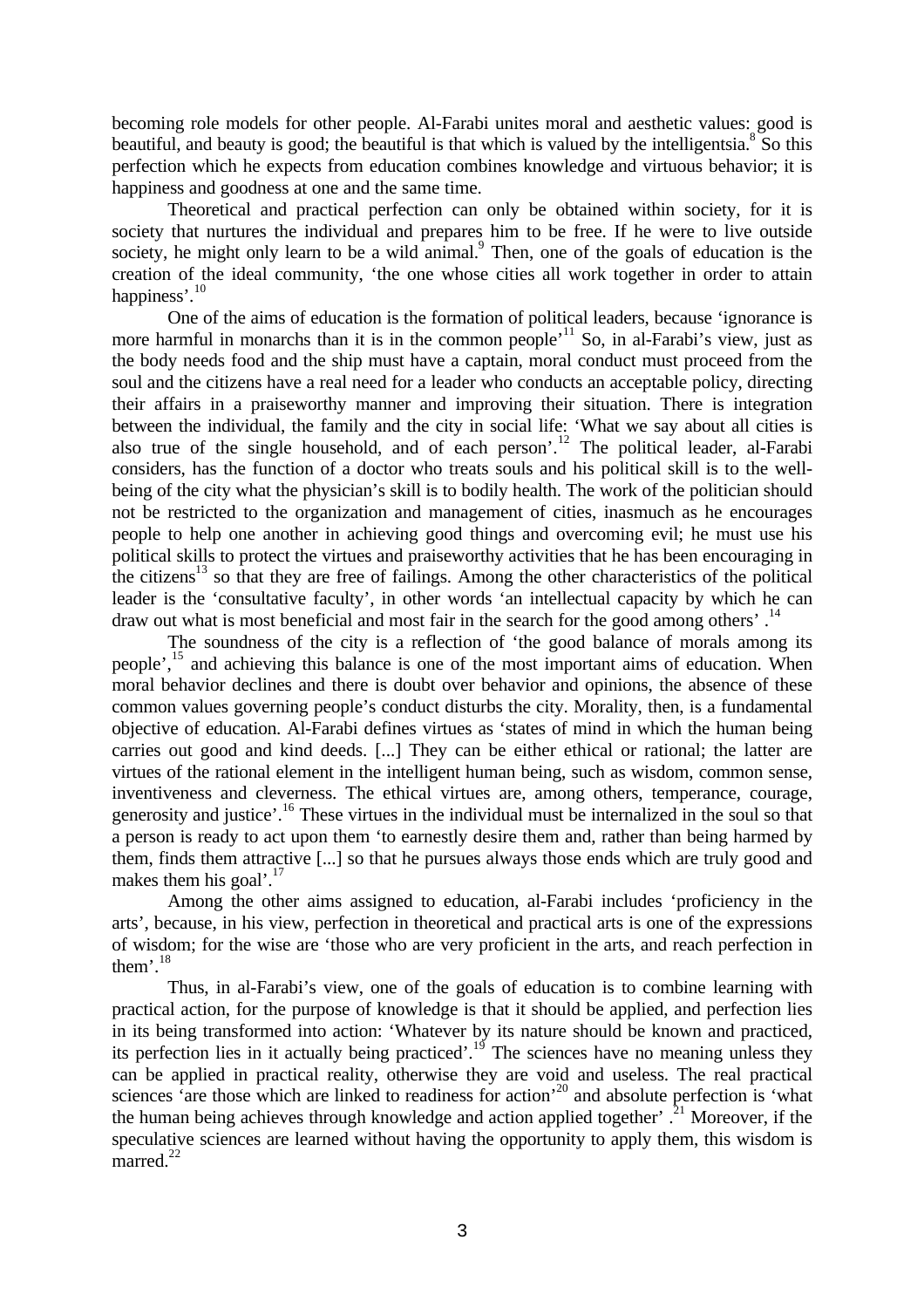becoming role models for other people. Al-Farabi unites moral and aesthetic values: good is beautiful, and beauty is good; the beautiful is that which is valued by the intelligentsia.[8] So this perfection which he expects from education combines knowledge and virtuous behavior; it is happiness and goodness at one and the same time.

Theoretical and practical perfection can only be obtained within society, for it is society that nurtures the individual and prepares him to be free. If he were to live outside society, he might only learn to be a wild animal.[9] Then, one of the goals of education is the creation of the ideal community, 'the one whose cities all work together in order to attain happiness'.[10]

One of the aims of education is the formation of political leaders, because 'ignorance is more harmful in monarchs than it is in the common people'[11] So, in al-Farabi's view, just as the body needs food and the ship must have a captain, moral conduct must proceed from the soul and the citizens have a real need for a leader who conducts an acceptable policy, directing their affairs in a praiseworthy manner and improving their situation. There is integration between the individual, the family and the city in social life: 'What we say about all cities is also true of the single household, and of each person'.[12] The political leader, al-Farabi considers, has the function of a doctor who treats souls and his political skill is to the well-being of the city what the physician's skill is to bodily health. The work of the politician should not be restricted to the organization and management of cities, inasmuch as he encourages people to help one another in achieving good things and overcoming evil; he must use his political skills to protect the virtues and praiseworthy activities that he has been encouraging in the citizens[13] so that they are free of failings. Among the other characteristics of the political leader is the 'consultative faculty', in other words 'an intellectual capacity by which he can draw out what is most beneficial and most fair in the search for the good among others' .[14]

The soundness of the city is a reflection of 'the good balance of morals among its people',[15] and achieving this balance is one of the most important aims of education. When moral behavior declines and there is doubt over behavior and opinions, the absence of these common values governing people's conduct disturbs the city. Morality, then, is a fundamental objective of education. Al-Farabi defines virtues as 'states of mind in which the human being carries out good and kind deeds. [...] They can be either ethical or rational; the latter are virtues of the rational element in the intelligent human being, such as wisdom, common sense, inventiveness and cleverness. The ethical virtues are, among others, temperance, courage, generosity and justice'.[16] These virtues in the individual must be internalized in the soul so that a person is ready to act upon them 'to earnestly desire them and, rather than being harmed by them, finds them attractive [...] so that he pursues always those ends which are truly good and makes them his goal'.[17]

Among the other aims assigned to education, al-Farabi includes 'proficiency in the arts', because, in his view, perfection in theoretical and practical arts is one of the expressions of wisdom; for the wise are 'those who are very proficient in the arts, and reach perfection in them'.[18]

Thus, in al-Farabi's view, one of the goals of education is to combine learning with practical action, for the purpose of knowledge is that it should be applied, and perfection lies in its being transformed into action: 'Whatever by its nature should be known and practiced, its perfection lies in it actually being practiced'.[19] The sciences have no meaning unless they can be applied in practical reality, otherwise they are void and useless. The real practical sciences 'are those which are linked to readiness for action'[20] and absolute perfection is 'what the human being achieves through knowledge and action applied together' .[21] Moreover, if the speculative sciences are learned without having the opportunity to apply them, this wisdom is marred.[22]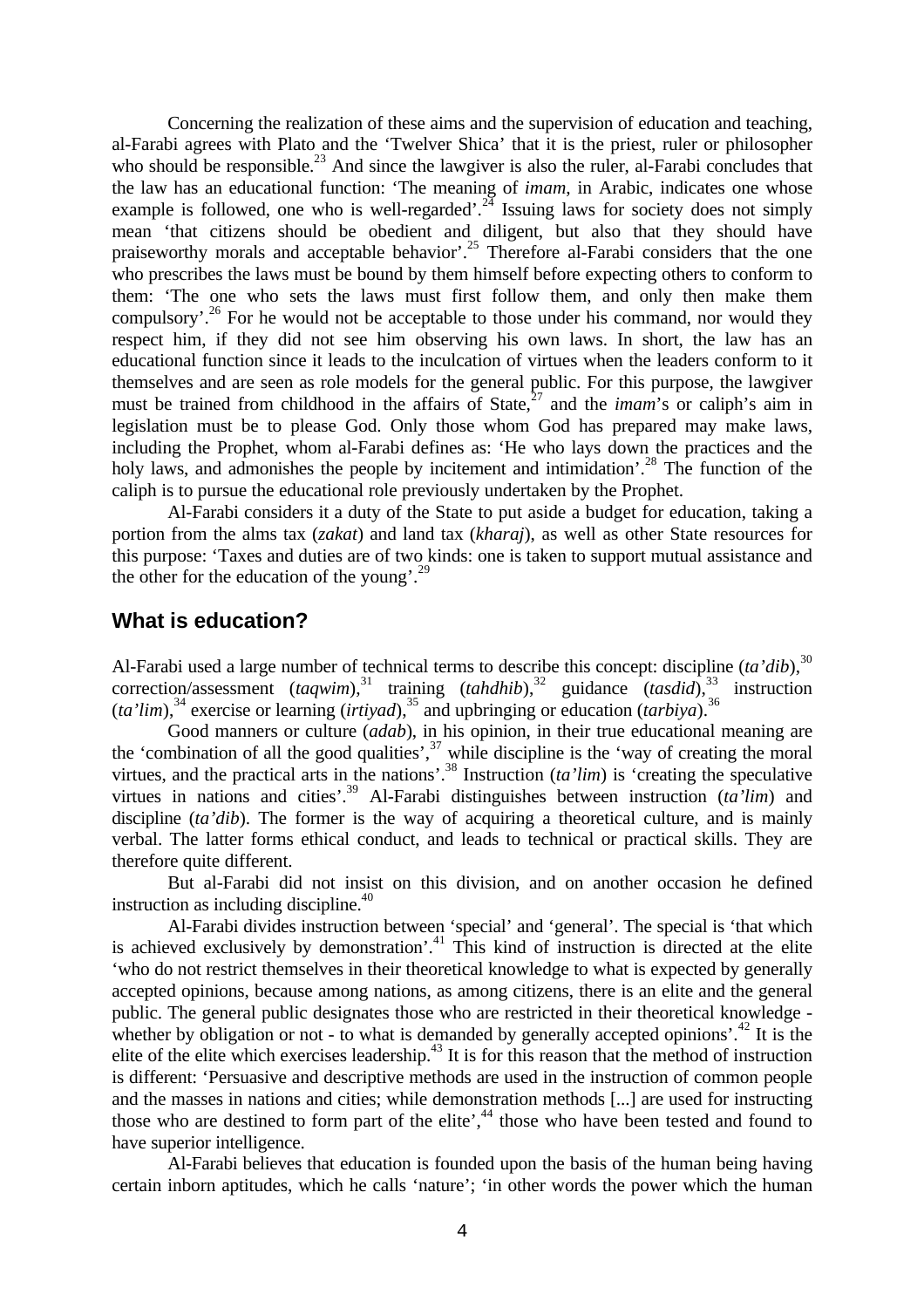Concerning the realization of these aims and the supervision of education and teaching, al-Farabi agrees with Plato and the 'Twelver Shica' that it is the priest, ruler or philosopher who should be responsible.[23] And since the lawgiver is also the ruler, al-Farabi concludes that the law has an educational function: 'The meaning of *imam*, in Arabic, indicates one whose example is followed, one who is well-regarded'.[24] Issuing laws for society does not simply mean 'that citizens should be obedient and diligent, but also that they should have praiseworthy morals and acceptable behavior'.[25] Therefore al-Farabi considers that the one who prescribes the laws must be bound by them himself before expecting others to conform to them: 'The one who sets the laws must first follow them, and only then make them compulsory'.[26] For he would not be acceptable to those under his command, nor would they respect him, if they did not see him observing his own laws. In short, the law has an educational function since it leads to the inculcation of virtues when the leaders conform to it themselves and are seen as role models for the general public. For this purpose, the lawgiver must be trained from childhood in the affairs of State,[27] and the *imam*'s or caliph's aim in legislation must be to please God. Only those whom God has prepared may make laws, including the Prophet, whom al-Farabi defines as: 'He who lays down the practices and the holy laws, and admonishes the people by incitement and intimidation'.[28] The function of the caliph is to pursue the educational role previously undertaken by the Prophet.

Al-Farabi considers it a duty of the State to put aside a budget for education, taking a portion from the alms tax (*zakat*) and land tax (*kharaj*), as well as other State resources for this purpose: 'Taxes and duties are of two kinds: one is taken to support mutual assistance and the other for the education of the young'.[29]

## What is education?

Al-Farabi used a large number of technical terms to describe this concept: discipline (*ta'dib*),[30] correction/assessment (*taqwim*),[31] training (*tahdhib*),[32] guidance (*tasdid*),[33] instruction (*ta'lim*),[34] exercise or learning (*irtiyad*),[35] and upbringing or education (*tarbiya*).[36]

Good manners or culture (*adab*), in his opinion, in their true educational meaning are the 'combination of all the good qualities',[37] while discipline is the 'way of creating the moral virtues, and the practical arts in the nations'.[38] Instruction (*ta'lim*) is 'creating the speculative virtues in nations and cities'.[39] Al-Farabi distinguishes between instruction (*ta'lim*) and discipline (*ta'dib*). The former is the way of acquiring a theoretical culture, and is mainly verbal. The latter forms ethical conduct, and leads to technical or practical skills. They are therefore quite different.

But al-Farabi did not insist on this division, and on another occasion he defined instruction as including discipline.[40]

Al-Farabi divides instruction between 'special' and 'general'. The special is 'that which is achieved exclusively by demonstration'.[41] This kind of instruction is directed at the elite 'who do not restrict themselves in their theoretical knowledge to what is expected by generally accepted opinions, because among nations, as among citizens, there is an elite and the general public. The general public designates those who are restricted in their theoretical knowledge - whether by obligation or not - to what is demanded by generally accepted opinions'.[42] It is the elite of the elite which exercises leadership.[43] It is for this reason that the method of instruction is different: 'Persuasive and descriptive methods are used in the instruction of common people and the masses in nations and cities; while demonstration methods [...] are used for instructing those who are destined to form part of the elite',[44] those who have been tested and found to have superior intelligence.

Al-Farabi believes that education is founded upon the basis of the human being having certain inborn aptitudes, which he calls 'nature'; 'in other words the power which the human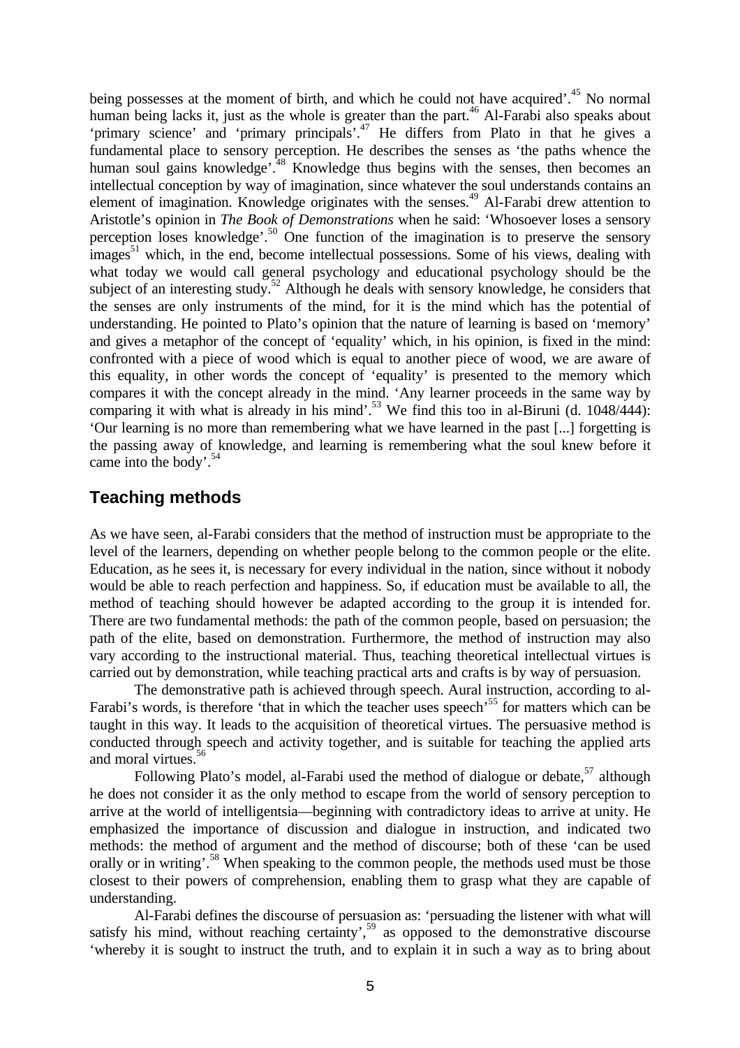being possesses at the moment of birth, and which he could not have acquired'.[45] No normal human being lacks it, just as the whole is greater than the part.[46] Al-Farabi also speaks about 'primary science' and 'primary principals'.[47] He differs from Plato in that he gives a fundamental place to sensory perception. He describes the senses as 'the paths whence the human soul gains knowledge'.[48] Knowledge thus begins with the senses, then becomes an intellectual conception by way of imagination, since whatever the soul understands contains an element of imagination. Knowledge originates with the senses.[49] Al-Farabi drew attention to Aristotle's opinion in *The Book of Demonstrations* when he said: 'Whosoever loses a sensory perception loses knowledge'.[50] One function of the imagination is to preserve the sensory images[51] which, in the end, become intellectual possessions. Some of his views, dealing with what today we would call general psychology and educational psychology should be the subject of an interesting study.[52] Although he deals with sensory knowledge, he considers that the senses are only instruments of the mind, for it is the mind which has the potential of understanding. He pointed to Plato's opinion that the nature of learning is based on 'memory' and gives a metaphor of the concept of 'equality' which, in his opinion, is fixed in the mind: confronted with a piece of wood which is equal to another piece of wood, we are aware of this equality, in other words the concept of 'equality' is presented to the memory which compares it with the concept already in the mind. 'Any learner proceeds in the same way by comparing it with what is already in his mind'.[53] We find this too in al-Biruni (d. 1048/444): 'Our learning is no more than remembering what we have learned in the past [...] forgetting is the passing away of knowledge, and learning is remembering what the soul knew before it came into the body'.[54]

## Teaching methods

As we have seen, al-Farabi considers that the method of instruction must be appropriate to the level of the learners, depending on whether people belong to the common people or the elite. Education, as he sees it, is necessary for every individual in the nation, since without it nobody would be able to reach perfection and happiness. So, if education must be available to all, the method of teaching should however be adapted according to the group it is intended for. There are two fundamental methods: the path of the common people, based on persuasion; the path of the elite, based on demonstration. Furthermore, the method of instruction may also vary according to the instructional material. Thus, teaching theoretical intellectual virtues is carried out by demonstration, while teaching practical arts and crafts is by way of persuasion.

The demonstrative path is achieved through speech. Aural instruction, according to al-Farabi's words, is therefore 'that in which the teacher uses speech'[55] for matters which can be taught in this way. It leads to the acquisition of theoretical virtues. The persuasive method is conducted through speech and activity together, and is suitable for teaching the applied arts and moral virtues.[56]

Following Plato's model, al-Farabi used the method of dialogue or debate,[57] although he does not consider it as the only method to escape from the world of sensory perception to arrive at the world of intelligentsia—beginning with contradictory ideas to arrive at unity. He emphasized the importance of discussion and dialogue in instruction, and indicated two methods: the method of argument and the method of discourse; both of these 'can be used orally or in writing'.[58] When speaking to the common people, the methods used must be those closest to their powers of comprehension, enabling them to grasp what they are capable of understanding.

Al-Farabi defines the discourse of persuasion as: 'persuading the listener with what will satisfy his mind, without reaching certainty',[59] as opposed to the demonstrative discourse 'whereby it is sought to instruct the truth, and to explain it in such a way as to bring about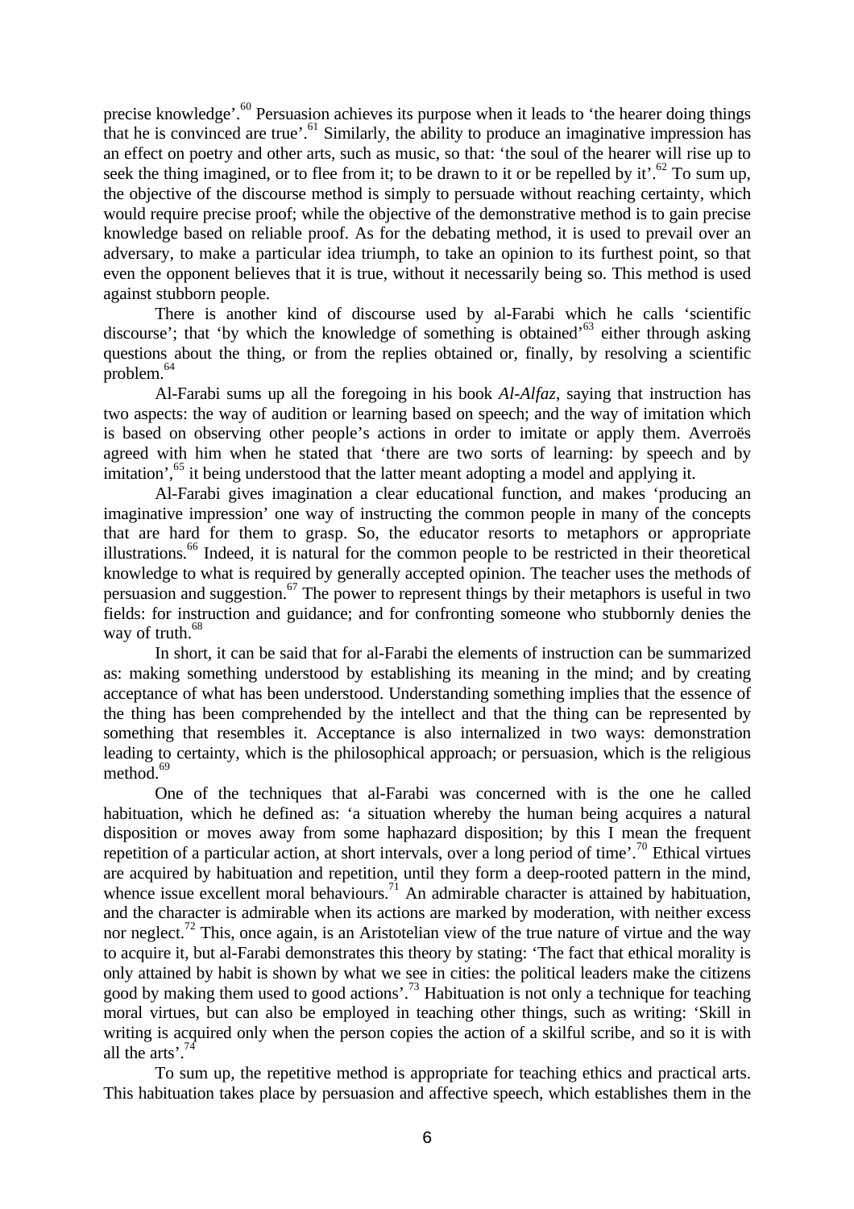precise knowledge'.[60] Persuasion achieves its purpose when it leads to 'the hearer doing things that he is convinced are true'.[61] Similarly, the ability to produce an imaginative impression has an effect on poetry and other arts, such as music, so that: 'the soul of the hearer will rise up to seek the thing imagined, or to flee from it; to be drawn to it or be repelled by it'.[62] To sum up, the objective of the discourse method is simply to persuade without reaching certainty, which would require precise proof; while the objective of the demonstrative method is to gain precise knowledge based on reliable proof. As for the debating method, it is used to prevail over an adversary, to make a particular idea triumph, to take an opinion to its furthest point, so that even the opponent believes that it is true, without it necessarily being so. This method is used against stubborn people.

There is another kind of discourse used by al-Farabi which he calls 'scientific discourse'; that 'by which the knowledge of something is obtained'[63] either through asking questions about the thing, or from the replies obtained or, finally, by resolving a scientific problem.[64]

Al-Farabi sums up all the foregoing in his book *Al-Alfaz*, saying that instruction has two aspects: the way of audition or learning based on speech; and the way of imitation which is based on observing other people's actions in order to imitate or apply them. Averroës agreed with him when he stated that 'there are two sorts of learning: by speech and by imitation',[65] it being understood that the latter meant adopting a model and applying it.

Al-Farabi gives imagination a clear educational function, and makes 'producing an imaginative impression' one way of instructing the common people in many of the concepts that are hard for them to grasp. So, the educator resorts to metaphors or appropriate illustrations.[66] Indeed, it is natural for the common people to be restricted in their theoretical knowledge to what is required by generally accepted opinion. The teacher uses the methods of persuasion and suggestion.[67] The power to represent things by their metaphors is useful in two fields: for instruction and guidance; and for confronting someone who stubbornly denies the way of truth.[68]

In short, it can be said that for al-Farabi the elements of instruction can be summarized as: making something understood by establishing its meaning in the mind; and by creating acceptance of what has been understood. Understanding something implies that the essence of the thing has been comprehended by the intellect and that the thing can be represented by something that resembles it. Acceptance is also internalized in two ways: demonstration leading to certainty, which is the philosophical approach; or persuasion, which is the religious method.[69]

One of the techniques that al-Farabi was concerned with is the one he called habituation, which he defined as: 'a situation whereby the human being acquires a natural disposition or moves away from some haphazard disposition; by this I mean the frequent repetition of a particular action, at short intervals, over a long period of time'.[70] Ethical virtues are acquired by habituation and repetition, until they form a deep-rooted pattern in the mind, whence issue excellent moral behaviours.[71] An admirable character is attained by habituation, and the character is admirable when its actions are marked by moderation, with neither excess nor neglect.[72] This, once again, is an Aristotelian view of the true nature of virtue and the way to acquire it, but al-Farabi demonstrates this theory by stating: 'The fact that ethical morality is only attained by habit is shown by what we see in cities: the political leaders make the citizens good by making them used to good actions'.[73] Habituation is not only a technique for teaching moral virtues, but can also be employed in teaching other things, such as writing: 'Skill in writing is acquired only when the person copies the action of a skilful scribe, and so it is with all the arts'.[74]

To sum up, the repetitive method is appropriate for teaching ethics and practical arts. This habituation takes place by persuasion and affective speech, which establishes them in the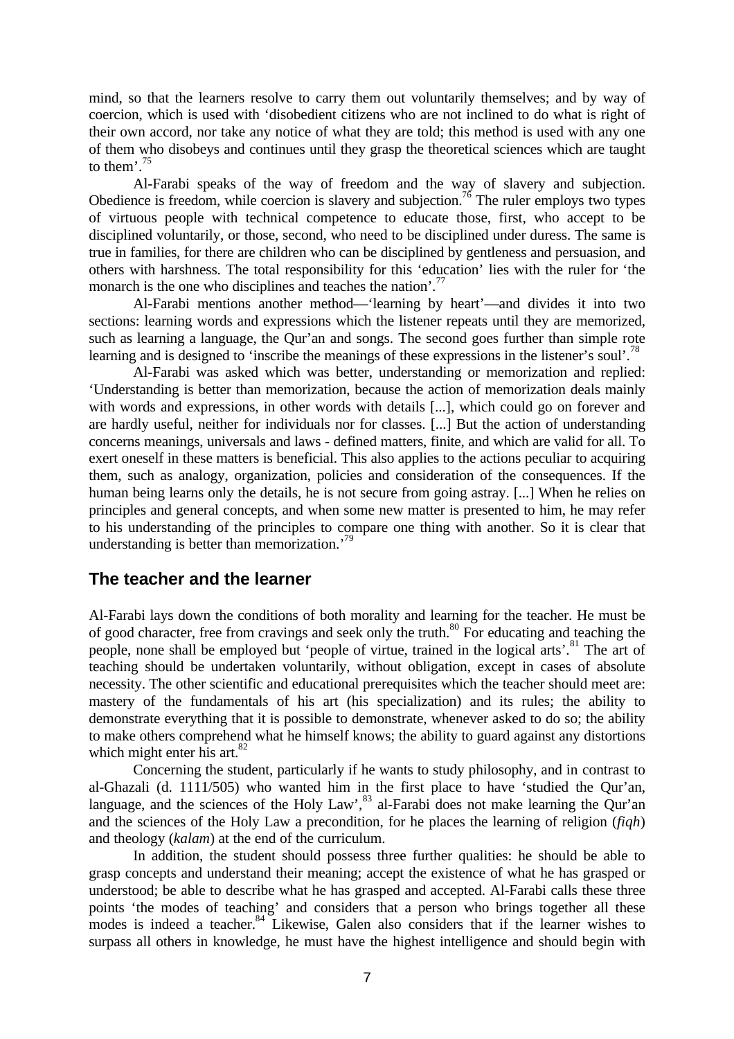mind, so that the learners resolve to carry them out voluntarily themselves; and by way of coercion, which is used with 'disobedient citizens who are not inclined to do what is right of their own accord, nor take any notice of what they are told; this method is used with any one of them who disobeys and continues until they grasp the theoretical sciences which are taught to them'.[75]

Al-Farabi speaks of the way of freedom and the way of slavery and subjection. Obedience is freedom, while coercion is slavery and subjection.[76] The ruler employs two types of virtuous people with technical competence to educate those, first, who accept to be disciplined voluntarily, or those, second, who need to be disciplined under duress. The same is true in families, for there are children who can be disciplined by gentleness and persuasion, and others with harshness. The total responsibility for this 'education' lies with the ruler for 'the monarch is the one who disciplines and teaches the nation'.[77]

Al-Farabi mentions another method—'learning by heart'—and divides it into two sections: learning words and expressions which the listener repeats until they are memorized, such as learning a language, the Qur'an and songs. The second goes further than simple rote learning and is designed to 'inscribe the meanings of these expressions in the listener's soul'.[78]

Al-Farabi was asked which was better, understanding or memorization and replied: 'Understanding is better than memorization, because the action of memorization deals mainly with words and expressions, in other words with details [...], which could go on forever and are hardly useful, neither for individuals nor for classes. [...] But the action of understanding concerns meanings, universals and laws - defined matters, finite, and which are valid for all. To exert oneself in these matters is beneficial. This also applies to the actions peculiar to acquiring them, such as analogy, organization, policies and consideration of the consequences. If the human being learns only the details, he is not secure from going astray. [...] When he relies on principles and general concepts, and when some new matter is presented to him, he may refer to his understanding of the principles to compare one thing with another. So it is clear that understanding is better than memorization.'[79]

## The teacher and the learner

Al-Farabi lays down the conditions of both morality and learning for the teacher. He must be of good character, free from cravings and seek only the truth.[80] For educating and teaching the people, none shall be employed but 'people of virtue, trained in the logical arts'.[81] The art of teaching should be undertaken voluntarily, without obligation, except in cases of absolute necessity. The other scientific and educational prerequisites which the teacher should meet are: mastery of the fundamentals of his art (his specialization) and its rules; the ability to demonstrate everything that it is possible to demonstrate, whenever asked to do so; the ability to make others comprehend what he himself knows; the ability to guard against any distortions which might enter his art.[82]

Concerning the student, particularly if he wants to study philosophy, and in contrast to al-Ghazali (d. 1111/505) who wanted him in the first place to have 'studied the Qur'an, language, and the sciences of the Holy Law',[83] al-Farabi does not make learning the Qur'an and the sciences of the Holy Law a precondition, for he places the learning of religion (*fiqh*) and theology (*kalam*) at the end of the curriculum.

In addition, the student should possess three further qualities: he should be able to grasp concepts and understand their meaning; accept the existence of what he has grasped or understood; be able to describe what he has grasped and accepted. Al-Farabi calls these three points 'the modes of teaching' and considers that a person who brings together all these modes is indeed a teacher.[84] Likewise, Galen also considers that if the learner wishes to surpass all others in knowledge, he must have the highest intelligence and should begin with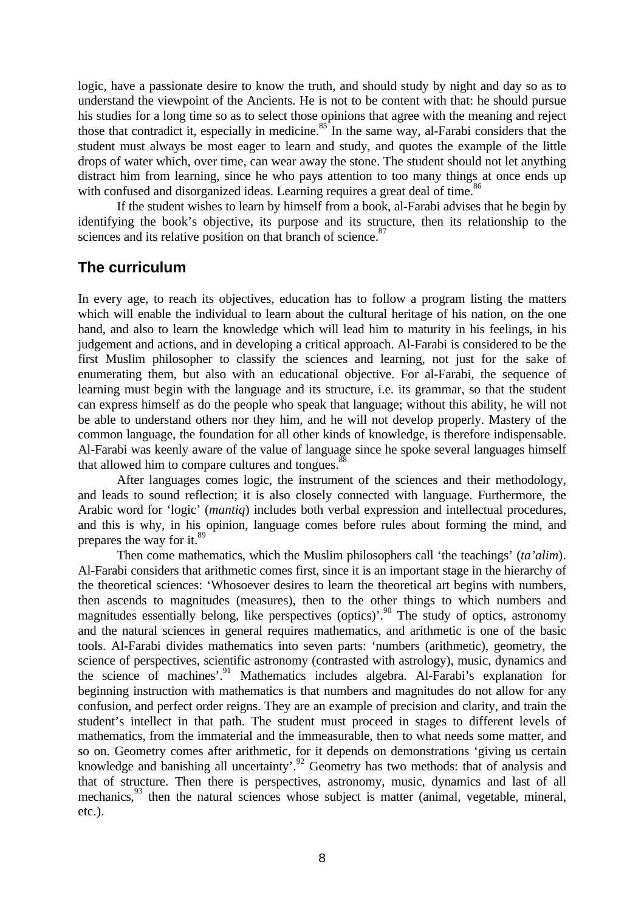logic, have a passionate desire to know the truth, and should study by night and day so as to understand the viewpoint of the Ancients. He is not to be content with that: he should pursue his studies for a long time so as to select those opinions that agree with the meaning and reject those that contradict it, especially in medicine.[85] In the same way, al-Farabi considers that the student must always be most eager to learn and study, and quotes the example of the little drops of water which, over time, can wear away the stone. The student should not let anything distract him from learning, since he who pays attention to too many things at once ends up with confused and disorganized ideas. Learning requires a great deal of time.[86]

If the student wishes to learn by himself from a book, al-Farabi advises that he begin by identifying the book's objective, its purpose and its structure, then its relationship to the sciences and its relative position on that branch of science.[87]

## The curriculum

In every age, to reach its objectives, education has to follow a program listing the matters which will enable the individual to learn about the cultural heritage of his nation, on the one hand, and also to learn the knowledge which will lead him to maturity in his feelings, in his judgement and actions, and in developing a critical approach. Al-Farabi is considered to be the first Muslim philosopher to classify the sciences and learning, not just for the sake of enumerating them, but also with an educational objective. For al-Farabi, the sequence of learning must begin with the language and its structure, i.e. its grammar, so that the student can express himself as do the people who speak that language; without this ability, he will not be able to understand others nor they him, and he will not develop properly. Mastery of the common language, the foundation for all other kinds of knowledge, is therefore indispensable. Al-Farabi was keenly aware of the value of language since he spoke several languages himself that allowed him to compare cultures and tongues.[88]

After languages comes logic, the instrument of the sciences and their methodology, and leads to sound reflection; it is also closely connected with language. Furthermore, the Arabic word for 'logic' (*mantiq*) includes both verbal expression and intellectual procedures, and this is why, in his opinion, language comes before rules about forming the mind, and prepares the way for it.[89]

Then come mathematics, which the Muslim philosophers call 'the teachings' (*ta'alim*). Al-Farabi considers that arithmetic comes first, since it is an important stage in the hierarchy of the theoretical sciences: 'Whosoever desires to learn the theoretical art begins with numbers, then ascends to magnitudes (measures), then to the other things to which numbers and magnitudes essentially belong, like perspectives (optics)'.[90] The study of optics, astronomy and the natural sciences in general requires mathematics, and arithmetic is one of the basic tools. Al-Farabi divides mathematics into seven parts: 'numbers (arithmetic), geometry, the science of perspectives, scientific astronomy (contrasted with astrology), music, dynamics and the science of machines'.[91] Mathematics includes algebra. Al-Farabi's explanation for beginning instruction with mathematics is that numbers and magnitudes do not allow for any confusion, and perfect order reigns. They are an example of precision and clarity, and train the student's intellect in that path. The student must proceed in stages to different levels of mathematics, from the immaterial and the immeasurable, then to what needs some matter, and so on. Geometry comes after arithmetic, for it depends on demonstrations 'giving us certain knowledge and banishing all uncertainty'.[92] Geometry has two methods: that of analysis and that of structure. Then there is perspectives, astronomy, music, dynamics and last of all mechanics,[93] then the natural sciences whose subject is matter (animal, vegetable, mineral, etc.).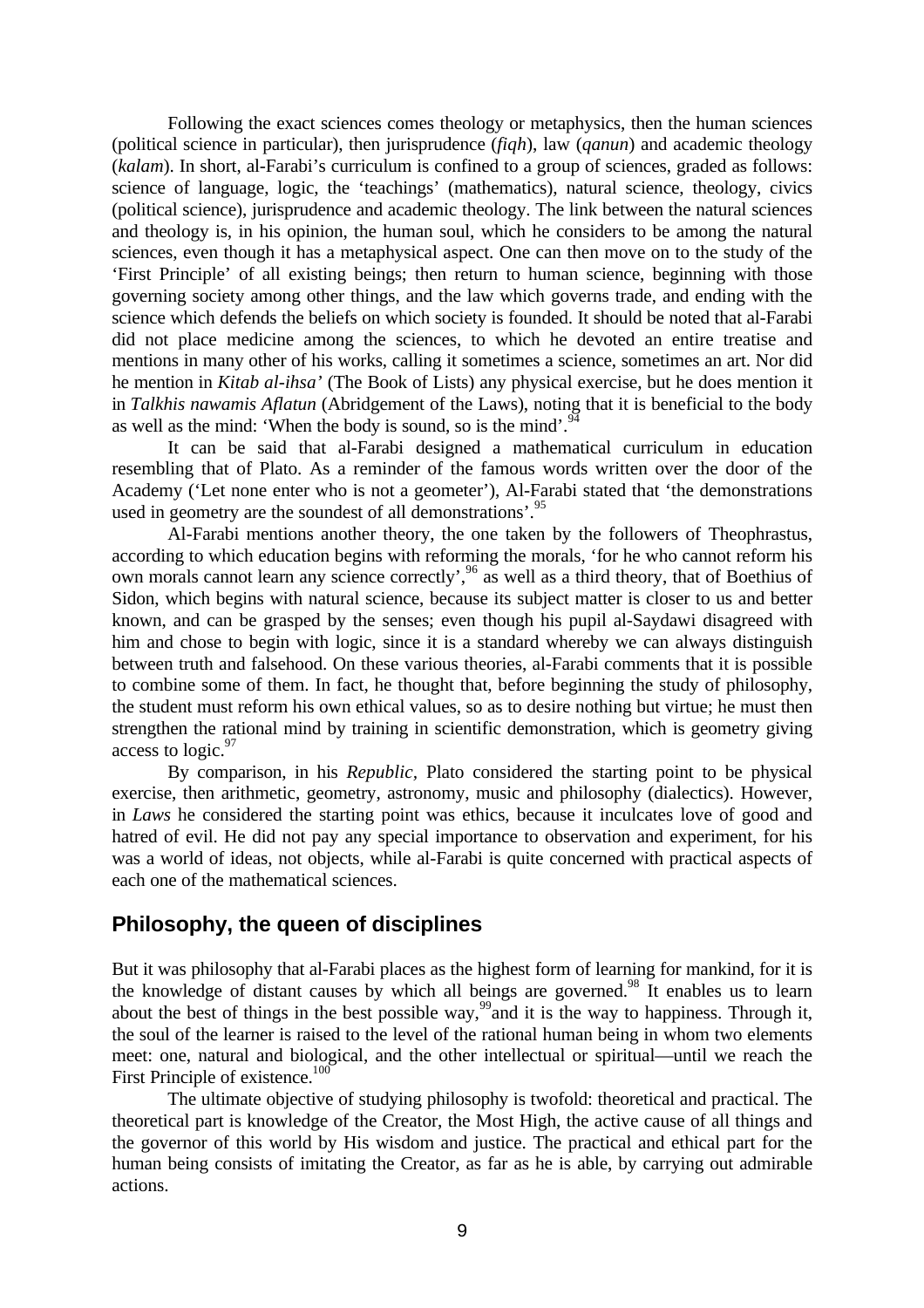Following the exact sciences comes theology or metaphysics, then the human sciences (political science in particular), then jurisprudence (*fiqh*), law (*qanun*) and academic theology (*kalam*). In short, al-Farabi's curriculum is confined to a group of sciences, graded as follows: science of language, logic, the 'teachings' (mathematics), natural science, theology, civics (political science), jurisprudence and academic theology. The link between the natural sciences and theology is, in his opinion, the human soul, which he considers to be among the natural sciences, even though it has a metaphysical aspect. One can then move on to the study of the 'First Principle' of all existing beings; then return to human science, beginning with those governing society among other things, and the law which governs trade, and ending with the science which defends the beliefs on which society is founded. It should be noted that al-Farabi did not place medicine among the sciences, to which he devoted an entire treatise and mentions in many other of his works, calling it sometimes a science, sometimes an art. Nor did he mention in *Kitab al-ihsa'* (The Book of Lists) any physical exercise, but he does mention it in *Talkhis nawamis Aflatun* (Abridgement of the Laws), noting that it is beneficial to the body as well as the mind: 'When the body is sound, so is the mind'.[94]

It can be said that al-Farabi designed a mathematical curriculum in education resembling that of Plato. As a reminder of the famous words written over the door of the Academy ('Let none enter who is not a geometer'), Al-Farabi stated that 'the demonstrations used in geometry are the soundest of all demonstrations'.[95]

Al-Farabi mentions another theory, the one taken by the followers of Theophrastus, according to which education begins with reforming the morals, 'for he who cannot reform his own morals cannot learn any science correctly',[96] as well as a third theory, that of Boethius of Sidon, which begins with natural science, because its subject matter is closer to us and better known, and can be grasped by the senses; even though his pupil al-Saydawi disagreed with him and chose to begin with logic, since it is a standard whereby we can always distinguish between truth and falsehood. On these various theories, al-Farabi comments that it is possible to combine some of them. In fact, he thought that, before beginning the study of philosophy, the student must reform his own ethical values, so as to desire nothing but virtue; he must then strengthen the rational mind by training in scientific demonstration, which is geometry giving access to logic.[97]

By comparison, in his *Republic*, Plato considered the starting point to be physical exercise, then arithmetic, geometry, astronomy, music and philosophy (dialectics). However, in *Laws* he considered the starting point was ethics, because it inculcates love of good and hatred of evil. He did not pay any special importance to observation and experiment, for his was a world of ideas, not objects, while al-Farabi is quite concerned with practical aspects of each one of the mathematical sciences.

## Philosophy, the queen of disciplines

But it was philosophy that al-Farabi places as the highest form of learning for mankind, for it is the knowledge of distant causes by which all beings are governed.[98] It enables us to learn about the best of things in the best possible way,[99] and it is the way to happiness. Through it, the soul of the learner is raised to the level of the rational human being in whom two elements meet: one, natural and biological, and the other intellectual or spiritual—until we reach the First Principle of existence.[100]

The ultimate objective of studying philosophy is twofold: theoretical and practical. The theoretical part is knowledge of the Creator, the Most High, the active cause of all things and the governor of this world by His wisdom and justice. The practical and ethical part for the human being consists of imitating the Creator, as far as he is able, by carrying out admirable actions.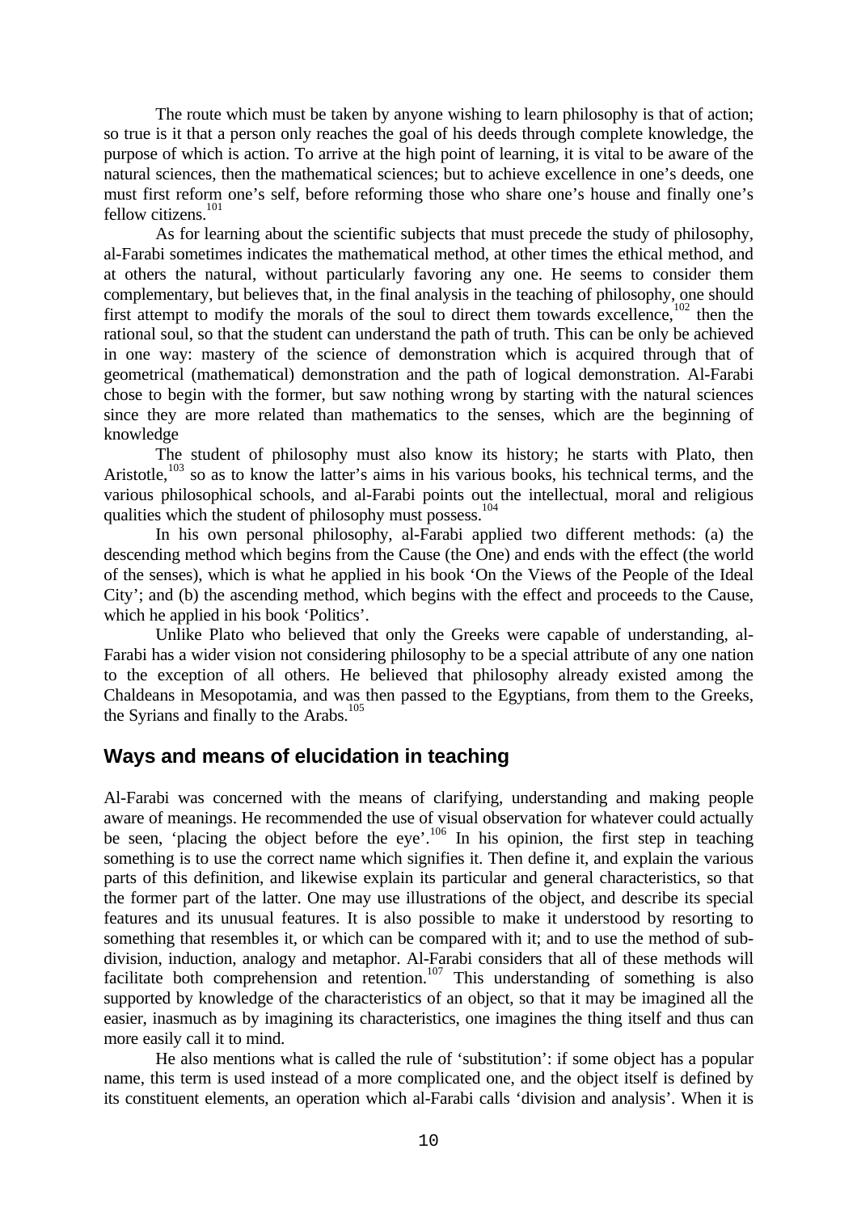The route which must be taken by anyone wishing to learn philosophy is that of action; so true is it that a person only reaches the goal of his deeds through complete knowledge, the purpose of which is action. To arrive at the high point of learning, it is vital to be aware of the natural sciences, then the mathematical sciences; but to achieve excellence in one's deeds, one must first reform one's self, before reforming those who share one's house and finally one's fellow citizens.[101]

As for learning about the scientific subjects that must precede the study of philosophy, al-Farabi sometimes indicates the mathematical method, at other times the ethical method, and at others the natural, without particularly favoring any one. He seems to consider them complementary, but believes that, in the final analysis in the teaching of philosophy, one should first attempt to modify the morals of the soul to direct them towards excellence,[102] then the rational soul, so that the student can understand the path of truth. This can be only be achieved in one way: mastery of the science of demonstration which is acquired through that of geometrical (mathematical) demonstration and the path of logical demonstration. Al-Farabi chose to begin with the former, but saw nothing wrong by starting with the natural sciences since they are more related than mathematics to the senses, which are the beginning of knowledge

The student of philosophy must also know its history; he starts with Plato, then Aristotle,[103] so as to know the latter's aims in his various books, his technical terms, and the various philosophical schools, and al-Farabi points out the intellectual, moral and religious qualities which the student of philosophy must possess.[104]

In his own personal philosophy, al-Farabi applied two different methods: (a) the descending method which begins from the Cause (the One) and ends with the effect (the world of the senses), which is what he applied in his book 'On the Views of the People of the Ideal City'; and (b) the ascending method, which begins with the effect and proceeds to the Cause, which he applied in his book 'Politics'.

Unlike Plato who believed that only the Greeks were capable of understanding, al-Farabi has a wider vision not considering philosophy to be a special attribute of any one nation to the exception of all others. He believed that philosophy already existed among the Chaldeans in Mesopotamia, and was then passed to the Egyptians, from them to the Greeks, the Syrians and finally to the Arabs.[105]

## Ways and means of elucidation in teaching

Al-Farabi was concerned with the means of clarifying, understanding and making people aware of meanings. He recommended the use of visual observation for whatever could actually be seen, 'placing the object before the eye'.[106] In his opinion, the first step in teaching something is to use the correct name which signifies it. Then define it, and explain the various parts of this definition, and likewise explain its particular and general characteristics, so that the former part of the latter. One may use illustrations of the object, and describe its special features and its unusual features. It is also possible to make it understood by resorting to something that resembles it, or which can be compared with it; and to use the method of sub-division, induction, analogy and metaphor. Al-Farabi considers that all of these methods will facilitate both comprehension and retention.[107] This understanding of something is also supported by knowledge of the characteristics of an object, so that it may be imagined all the easier, inasmuch as by imagining its characteristics, one imagines the thing itself and thus can more easily call it to mind.

He also mentions what is called the rule of 'substitution': if some object has a popular name, this term is used instead of a more complicated one, and the object itself is defined by its constituent elements, an operation which al-Farabi calls 'division and analysis'. When it is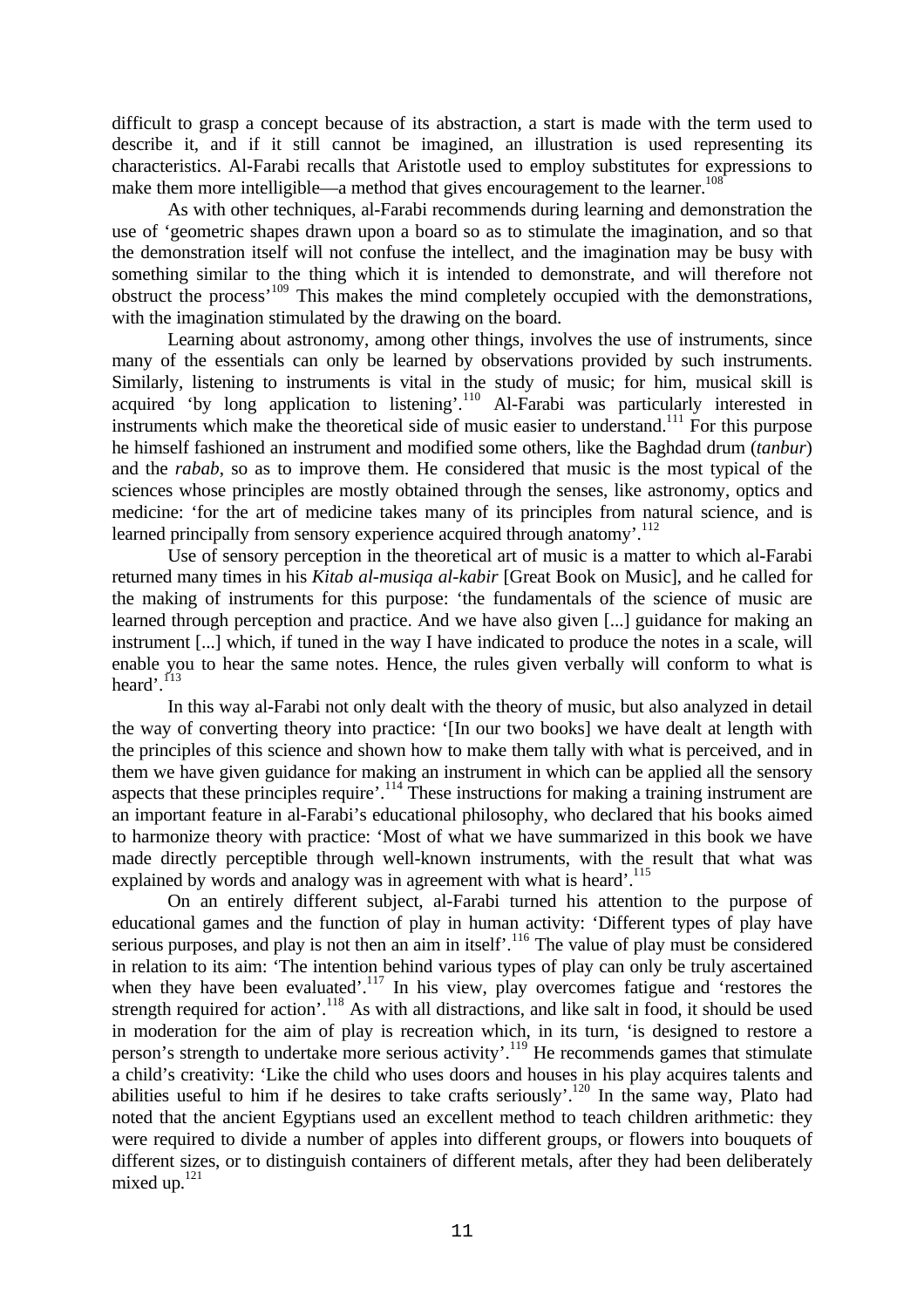difficult to grasp a concept because of its abstraction, a start is made with the term used to describe it, and if it still cannot be imagined, an illustration is used representing its characteristics. Al-Farabi recalls that Aristotle used to employ substitutes for expressions to make them more intelligible—a method that gives encouragement to the learner.[108]

As with other techniques, al-Farabi recommends during learning and demonstration the use of 'geometric shapes drawn upon a board so as to stimulate the imagination, and so that the demonstration itself will not confuse the intellect, and the imagination may be busy with something similar to the thing which it is intended to demonstrate, and will therefore not obstruct the process'[109] This makes the mind completely occupied with the demonstrations, with the imagination stimulated by the drawing on the board.

Learning about astronomy, among other things, involves the use of instruments, since many of the essentials can only be learned by observations provided by such instruments. Similarly, listening to instruments is vital in the study of music; for him, musical skill is acquired 'by long application to listening'.[110] Al-Farabi was particularly interested in instruments which make the theoretical side of music easier to understand.[111] For this purpose he himself fashioned an instrument and modified some others, like the Baghdad drum (*tanbur*) and the *rabab*, so as to improve them. He considered that music is the most typical of the sciences whose principles are mostly obtained through the senses, like astronomy, optics and medicine: 'for the art of medicine takes many of its principles from natural science, and is learned principally from sensory experience acquired through anatomy'.[112]

Use of sensory perception in the theoretical art of music is a matter to which al-Farabi returned many times in his *Kitab al-musiqa al-kabir* [Great Book on Music], and he called for the making of instruments for this purpose: 'the fundamentals of the science of music are learned through perception and practice. And we have also given [...] guidance for making an instrument [...] which, if tuned in the way I have indicated to produce the notes in a scale, will enable you to hear the same notes. Hence, the rules given verbally will conform to what is heard'.[113]

In this way al-Farabi not only dealt with the theory of music, but also analyzed in detail the way of converting theory into practice: '[In our two books] we have dealt at length with the principles of this science and shown how to make them tally with what is perceived, and in them we have given guidance for making an instrument in which can be applied all the sensory aspects that these principles require'.[114] These instructions for making a training instrument are an important feature in al-Farabi's educational philosophy, who declared that his books aimed to harmonize theory with practice: 'Most of what we have summarized in this book we have made directly perceptible through well-known instruments, with the result that what was explained by words and analogy was in agreement with what is heard'.[115]

On an entirely different subject, al-Farabi turned his attention to the purpose of educational games and the function of play in human activity: 'Different types of play have serious purposes, and play is not then an aim in itself'.[116] The value of play must be considered in relation to its aim: 'The intention behind various types of play can only be truly ascertained when they have been evaluated'.[117] In his view, play overcomes fatigue and 'restores the strength required for action'.[118] As with all distractions, and like salt in food, it should be used in moderation for the aim of play is recreation which, in its turn, 'is designed to restore a person's strength to undertake more serious activity'.[119] He recommends games that stimulate a child's creativity: 'Like the child who uses doors and houses in his play acquires talents and abilities useful to him if he desires to take crafts seriously'.[120] In the same way, Plato had noted that the ancient Egyptians used an excellent method to teach children arithmetic: they were required to divide a number of apples into different groups, or flowers into bouquets of different sizes, or to distinguish containers of different metals, after they had been deliberately mixed up.[121]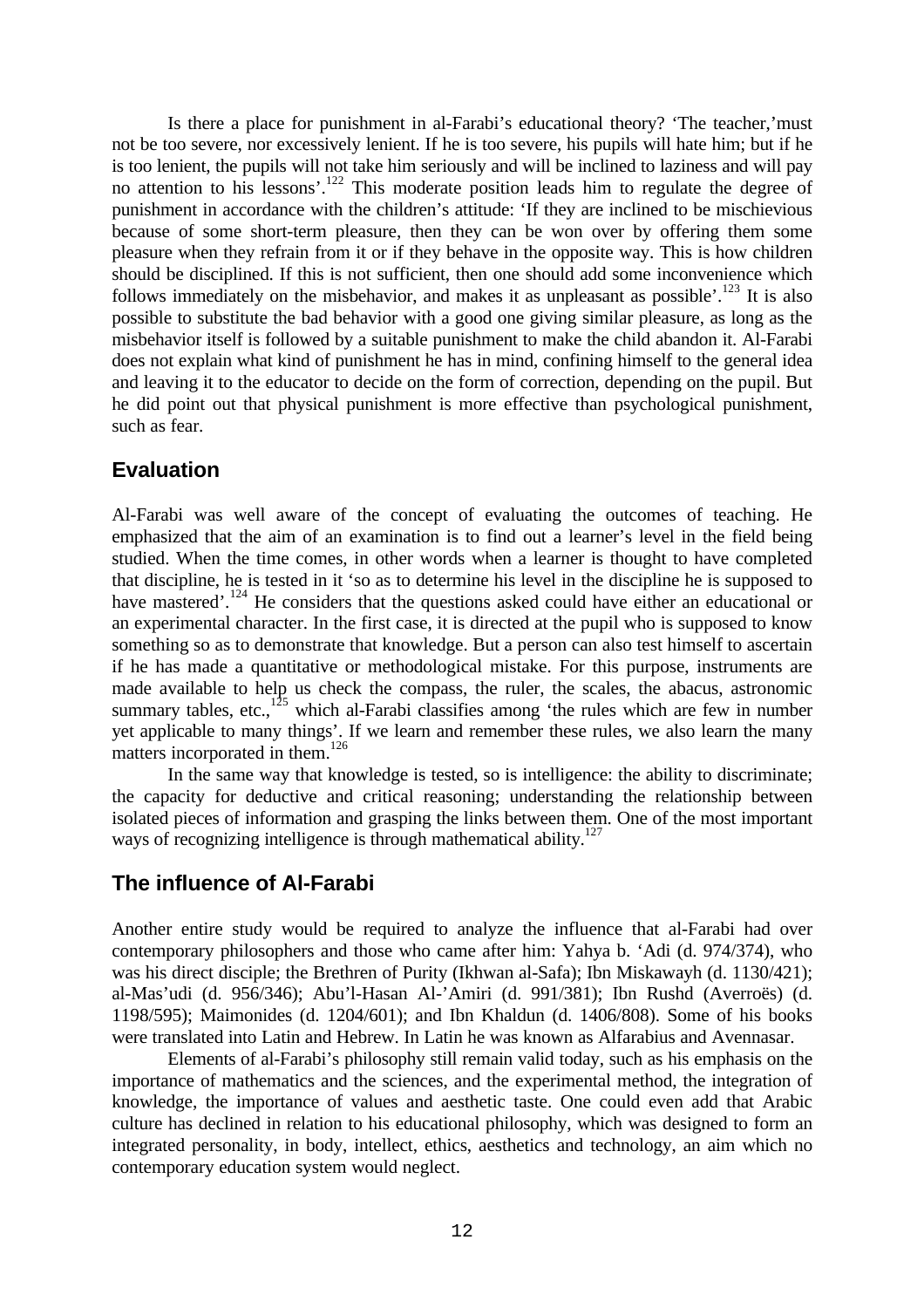Is there a place for punishment in al-Farabi's educational theory? 'The teacher,'must not be too severe, nor excessively lenient. If he is too severe, his pupils will hate him; but if he is too lenient, the pupils will not take him seriously and will be inclined to laziness and will pay no attention to his lessons'.[122] This moderate position leads him to regulate the degree of punishment in accordance with the children's attitude: 'If they are inclined to be mischievious because of some short-term pleasure, then they can be won over by offering them some pleasure when they refrain from it or if they behave in the opposite way. This is how children should be disciplined. If this is not sufficient, then one should add some inconvenience which follows immediately on the misbehavior, and makes it as unpleasant as possible'.[123] It is also possible to substitute the bad behavior with a good one giving similar pleasure, as long as the misbehavior itself is followed by a suitable punishment to make the child abandon it. Al-Farabi does not explain what kind of punishment he has in mind, confining himself to the general idea and leaving it to the educator to decide on the form of correction, depending on the pupil. But he did point out that physical punishment is more effective than psychological punishment, such as fear.

## Evaluation

Al-Farabi was well aware of the concept of evaluating the outcomes of teaching. He emphasized that the aim of an examination is to find out a learner's level in the field being studied. When the time comes, in other words when a learner is thought to have completed that discipline, he is tested in it 'so as to determine his level in the discipline he is supposed to have mastered'.[124] He considers that the questions asked could have either an educational or an experimental character. In the first case, it is directed at the pupil who is supposed to know something so as to demonstrate that knowledge. But a person can also test himself to ascertain if he has made a quantitative or methodological mistake. For this purpose, instruments are made available to help us check the compass, the ruler, the scales, the abacus, astronomic summary tables, etc.,[125] which al-Farabi classifies among 'the rules which are few in number yet applicable to many things'. If we learn and remember these rules, we also learn the many matters incorporated in them.[126]

In the same way that knowledge is tested, so is intelligence: the ability to discriminate; the capacity for deductive and critical reasoning; understanding the relationship between isolated pieces of information and grasping the links between them. One of the most important ways of recognizing intelligence is through mathematical ability.[127]

## The influence of Al-Farabi

Another entire study would be required to analyze the influence that al-Farabi had over contemporary philosophers and those who came after him: Yahya b. 'Adi (d. 974/374), who was his direct disciple; the Brethren of Purity (Ikhwan al-Safa); Ibn Miskawayh (d. 1130/421); al-Mas'udi (d. 956/346); Abu'l-Hasan Al-'Amiri (d. 991/381); Ibn Rushd (Averroës) (d. 1198/595); Maimonides (d. 1204/601); and Ibn Khaldun (d. 1406/808). Some of his books were translated into Latin and Hebrew. In Latin he was known as Alfarabius and Avennasar.

Elements of al-Farabi's philosophy still remain valid today, such as his emphasis on the importance of mathematics and the sciences, and the experimental method, the integration of knowledge, the importance of values and aesthetic taste. One could even add that Arabic culture has declined in relation to his educational philosophy, which was designed to form an integrated personality, in body, intellect, ethics, aesthetics and technology, an aim which no contemporary education system would neglect.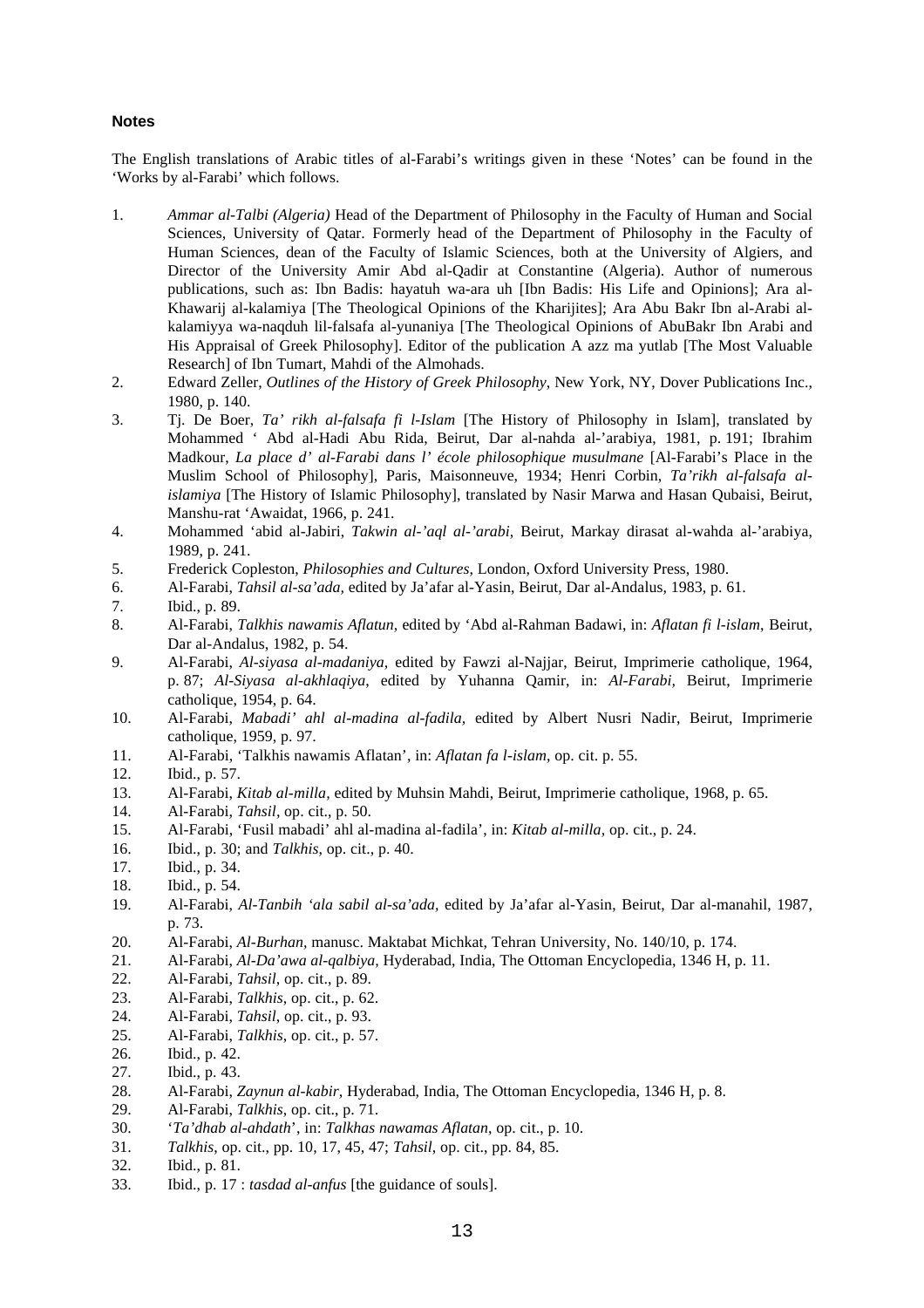### Notes

The English translations of Arabic titles of al-Farabi's writings given in these 'Notes' can be found in the 'Works by al-Farabi' which follows.

1. *Ammar al-Talbi (Algeria)* Head of the Department of Philosophy in the Faculty of Human and Social Sciences, University of Qatar. Formerly head of the Department of Philosophy in the Faculty of Human Sciences, dean of the Faculty of Islamic Sciences, both at the University of Algiers, and Director of the University Amir Abd al-Qadir at Constantine (Algeria). Author of numerous publications, such as: Ibn Badis: hayatuh wa-ara uh [Ibn Badis: His Life and Opinions]; Ara al-Khawarij al-kalamiya [The Theological Opinions of the Kharijites]; Ara Abu Bakr Ibn al-Arabi al-kalamiyya wa-naqduh lil-falsafa al-yunaniya [The Theological Opinions of AbuBakr Ibn Arabi and His Appraisal of Greek Philosophy]. Editor of the publication A azz ma yutlab [The Most Valuable Research] of Ibn Tumart, Mahdi of the Almohads.
2. Edward Zeller, *Outlines of the History of Greek Philosophy*, New York, NY, Dover Publications Inc., 1980, p. 140.
3. Tj. De Boer, *Ta' rikh al-falsafa fi l-Islam* [The History of Philosophy in Islam], translated by Mohammed ' Abd al-Hadi Abu Rida, Beirut, Dar al-nahda al-'arabiya, 1981, p. 191; Ibrahim Madkour, *La place d' al-Farabi dans l' école philosophique musulmane* [Al-Farabi's Place in the Muslim School of Philosophy], Paris, Maisonneuve, 1934; Henri Corbin, *Ta'rikh al-falsafa al-islamiya* [The History of Islamic Philosophy], translated by Nasir Marwa and Hasan Qubaisi, Beirut, Manshu-rat 'Awaidat, 1966, p. 241.
4. Mohammed 'abid al-Jabiri, *Takwin al-'aql al-'arabi*, Beirut, Markay dirasat al-wahda al-'arabiya, 1989, p. 241.
5. Frederick Copleston, *Philosophies and Cultures*, London, Oxford University Press, 1980.
6. Al-Farabi, *Tahsil al-sa'ada*, edited by Ja'afar al-Yasin, Beirut, Dar al-Andalus, 1983, p. 61.
7. Ibid., p. 89.
8. Al-Farabi, *Talkhis nawamis Aflatun*, edited by 'Abd al-Rahman Badawi, in: *Aflatan fi l-islam*, Beirut, Dar al-Andalus, 1982, p. 54.
9. Al-Farabi, *Al-siyasa al-madaniya*, edited by Fawzi al-Najjar, Beirut, Imprimerie catholique, 1964, p. 87; *Al-Siyasa al-akhlaqiya*, edited by Yuhanna Qamir, in: *Al-Farabi*, Beirut, Imprimerie catholique, 1954, p. 64.
10. Al-Farabi, *Mabadi' ahl al-madina al-fadila*, edited by Albert Nusri Nadir, Beirut, Imprimerie catholique, 1959, p. 97.
11. Al-Farabi, 'Talkhis nawamis Aflatan', in: *Aflatan fa l-islam*, op. cit. p. 55.
12. Ibid., p. 57.
13. Al-Farabi, *Kitab al-milla*, edited by Muhsin Mahdi, Beirut, Imprimerie catholique, 1968, p. 65.
14. Al-Farabi, *Tahsil*, op. cit., p. 50.
15. Al-Farabi, 'Fusil mabadi' ahl al-madina al-fadila', in: *Kitab al-milla*, op. cit., p. 24.
16. Ibid., p. 30; and *Talkhis*, op. cit., p. 40.
17. Ibid., p. 34.
18. Ibid., p. 54.
19. Al-Farabi, *Al-Tanbih 'ala sabil al-sa'ada*, edited by Ja'afar al-Yasin, Beirut, Dar al-manahil, 1987, p. 73.
20. Al-Farabi, *Al-Burhan*, manusc. Maktabat Michkat, Tehran University, No. 140/10, p. 174.
21. Al-Farabi, *Al-Da'awa al-qalbiya*, Hyderabad, India, The Ottoman Encyclopedia, 1346 H, p. 11.
22. Al-Farabi, *Tahsil*, op. cit., p. 89.
23. Al-Farabi, *Talkhis*, op. cit., p. 62.
24. Al-Farabi, *Tahsil*, op. cit., p. 93.
25. Al-Farabi, *Talkhis*, op. cit., p. 57.
26. Ibid., p. 42.
27. Ibid., p. 43.
28. Al-Farabi, *Zaynun al-kabir*, Hyderabad, India, The Ottoman Encyclopedia, 1346 H, p. 8.
29. Al-Farabi, *Talkhis*, op. cit., p. 71.
30. '*Ta'dhab al-ahdath*', in: *Talkhas nawamas Aflatan*, op. cit., p. 10.
31. *Talkhis*, op. cit., pp. 10, 17, 45, 47; *Tahsil*, op. cit., pp. 84, 85.
32. Ibid., p. 81.
33. Ibid., p. 17 : *tasdad al-anfus* [the guidance of souls].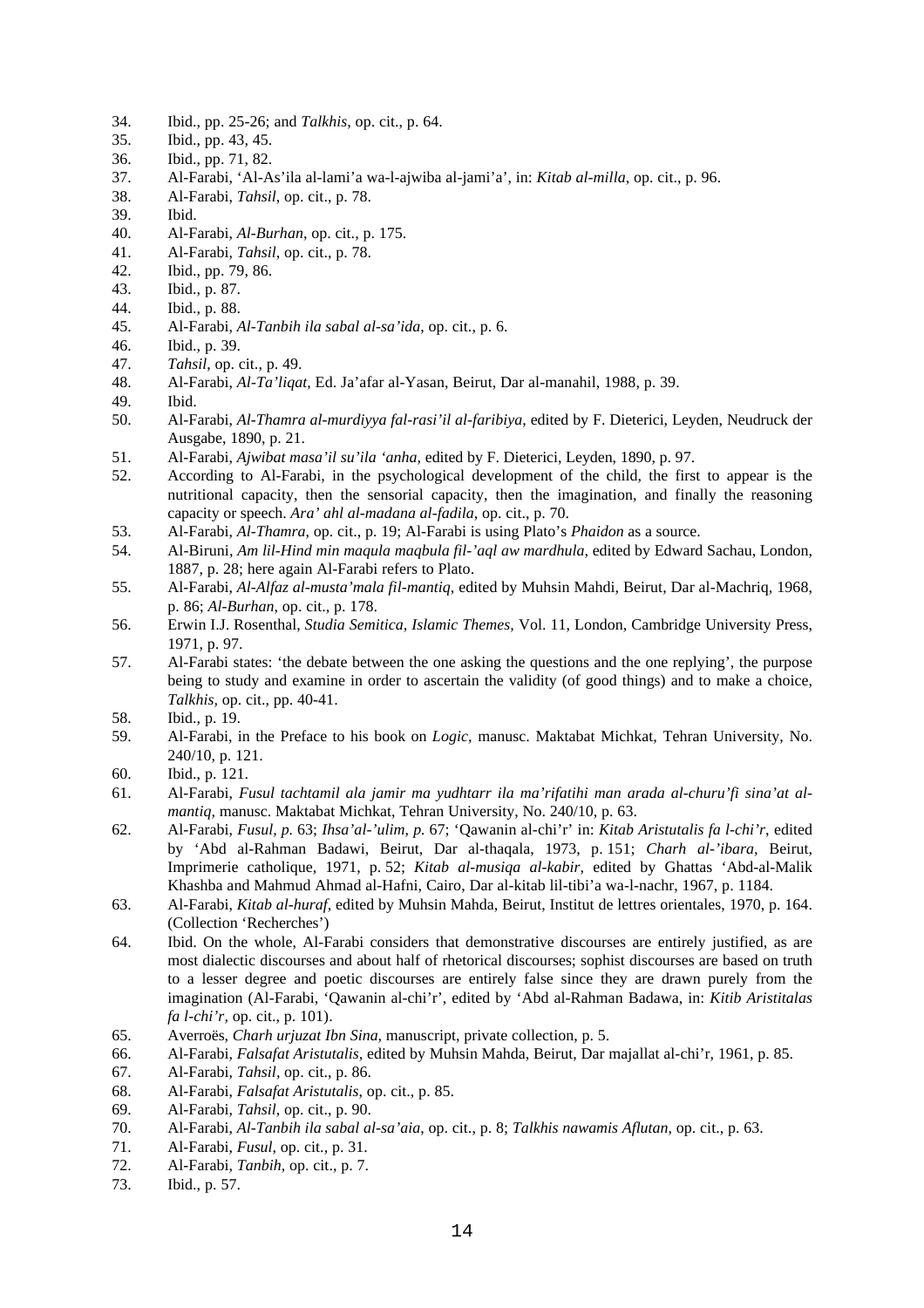34. Ibid., pp. 25-26; and *Talkhis*, op. cit., p. 64.
35. Ibid., pp. 43, 45.
36. Ibid., pp. 71, 82.
37. Al-Farabi, 'Al-As'ila al-lami'a wa-l-ajwiba al-jami'a', in: *Kitab al-milla*, op. cit., p. 96.
38. Al-Farabi, *Tahsil*, op. cit., p. 78.
39. Ibid.
40. Al-Farabi, *Al-Burhan*, op. cit., p. 175.
41. Al-Farabi, *Tahsil*, op. cit., p. 78.
42. Ibid., pp. 79, 86.
43. Ibid., p. 87.
44. Ibid., p. 88.
45. Al-Farabi, *Al-Tanbih ila sabal al-sa'ida*, op. cit., p. 6.
46. Ibid., p. 39.
47. *Tahsil*, op. cit., p. 49.
48. Al-Farabi, *Al-Ta'liqat*, Ed. Ja'afar al-Yasan, Beirut, Dar al-manahil, 1988, p. 39.
49. Ibid.
50. Al-Farabi, *Al-Thamra al-murdiyya fal-rasi'il al-faribiya*, edited by F. Dieterici, Leyden, Neudruck der Ausgabe, 1890, p. 21.
51. Al-Farabi, *Ajwibat masa'il su'ila 'anha,* edited by F. Dieterici, Leyden, 1890, p. 97.
52. According to Al-Farabi, in the psychological development of the child, the first to appear is the nutritional capacity, then the sensorial capacity, then the imagination, and finally the reasoning capacity or speech. *Ara' ahl al-madana al-fadila*, op. cit., p. 70.
53. Al-Farabi, *Al-Thamra,* op. cit., p. 19; Al-Farabi is using Plato's *Phaidon* as a source.
54. Al-Biruni, *Am lil-Hind min maqula maqbula fil-'aql aw mardhula,* edited by Edward Sachau, London, 1887, p. 28; here again Al-Farabi refers to Plato.
55. Al-Farabi, *Al-Alfaz al-musta'mala fil-mantiq*, edited by Muhsin Mahdi, Beirut, Dar al-Machriq, 1968, p. 86; *Al-Burhan*, op. cit., p. 178.
56. Erwin I.J. Rosenthal, *Studia Semitica, Islamic Themes,* Vol. 11, London, Cambridge University Press, 1971, p. 97.
57. Al-Farabi states: 'the debate between the one asking the questions and the one replying', the purpose being to study and examine in order to ascertain the validity (of good things) and to make a choice, *Talkhis,* op. cit., pp. 40-41.
58. Ibid., p. 19.
59. Al-Farabi, in the Preface to his book on *Logic,* manusc. Maktabat Michkat, Tehran University, No. 240/10, p. 121.
60. Ibid., p. 121.
61. Al-Farabi, *Fusul tachtamil ala jamir ma yudhtarr ila ma'rifatihi man arada al-churu'fi sina'at al-mantiq,* manusc. Maktabat Michkat, Tehran University, No. 240/10, p. 63.
62. Al-Farabi, *Fusul, p.* 63; *Ihsa'al-'ulim, p.* 67; 'Qawanin al-chi'r' in: *Kitab Aristutalis fa l-chi'r*, edited by 'Abd al-Rahman Badawi, Beirut, Dar al-thaqala, 1973, p. 151; *Charh al-'ibara*, Beirut, Imprimerie catholique, 1971, p. 52; *Kitab al-musiqa al-kabir*, edited by Ghattas 'Abd-al-Malik Khashba and Mahmud Ahmad al-Hafni, Cairo, Dar al-kitab lil-tibi'a wa-l-nachr, 1967, p. 1184.
63. Al-Farabi, *Kitab al-huraf*, edited by Muhsin Mahda, Beirut, Institut de lettres orientales, 1970, p. 164. (Collection 'Recherches')
64. Ibid. On the whole, Al-Farabi considers that demonstrative discourses are entirely justified, as are most dialectic discourses and about half of rhetorical discourses; sophist discourses are based on truth to a lesser degree and poetic discourses are entirely false since they are drawn purely from the imagination (Al-Farabi, 'Qawanin al-chi'r', edited by 'Abd al-Rahman Badawa, in: *Kitib Aristitalas fa l-chi'r,* op. cit., p. 101).
65. Averroës, *Charh urjuzat Ibn Sina,* manuscript, private collection, p. 5.
66. Al-Farabi, *Falsafat Aristutalis,* edited by Muhsin Mahda, Beirut, Dar majallat al-chi'r, 1961, p. 85.
67. Al-Farabi, *Tahsil,* op. cit., p. 86.
68. Al-Farabi, *Falsafat Aristutalis*, op. cit., p. 85.
69. Al-Farabi, *Tahsil*, op. cit., p. 90.
70. Al-Farabi, *Al-Tanbih ila sabal al-sa'aia*, op. cit., p. 8; *Talkhis nawamis Aflutan*, op. cit., p. 63.
71. Al-Farabi, *Fusul*, op. cit., p. 31.
72. Al-Farabi, *Tanbih*, op. cit., p. 7.
73. Ibid., p. 57.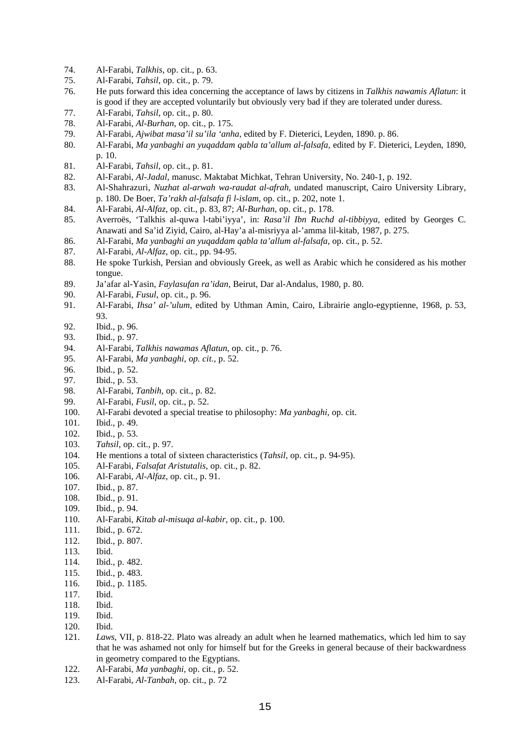74. Al-Farabi, *Talkhis*, op. cit., p. 63.
75. Al-Farabi, *Tahsil*, op. cit., p. 79.
76. He puts forward this idea concerning the acceptance of laws by citizens in *Talkhis nawamis Aflatun*: it is good if they are accepted voluntarily but obviously very bad if they are tolerated under duress.
77. Al-Farabi, *Tahsil*, op. cit., p. 80.
78. Al-Farabi, *Al-Burhan*, op. cit., p. 175.
79. Al-Farabi, *Ajwibat masa'il su'ila 'anha*, edited by F. Dieterici, Leyden, 1890. p. 86.
80. Al-Farabi, *Ma yanbaghi an yuqaddam qabla ta'allum al-falsafa*, edited by F. Dieterici, Leyden, 1890, p. 10.
81. Al-Farabi, *Tahsil*, op. cit., p. 81.
82. Al-Farabi, *Al-Jadal*, manusc. Maktabat Michkat, Tehran University, No. 240-1, p. 192.
83. Al-Shahrazuri, *Nuzhat al-arwah wa-raudat al-afrah*, undated manuscript, Cairo University Library, p. 180. De Boer, *Ta'rakh al-falsafa fi l-islam*, op. cit., p. 202, note 1.
84. Al-Farabi, *Al-Alfaz*, op. cit., p. 83, 87; *Al-Burhan*, op. cit., p. 178.
85. Averroës, 'Talkhis al-quwa l-tabi'iyya', in: *Rasa'il Ibn Ruchd al-tibbiyya*, edited by Georges C. Anawati and Sa'id Ziyid, Cairo, al-Hay'a al-misriyya al-'amma lil-kitab, 1987, p. 275.
86. Al-Farabi, *Ma yanbaghi an yuqaddam qabla ta'allum al-falsafa*, op. cit., p. 52.
87. Al-Farabi, *Al-Alfaz*, op. cit., pp. 94-95.
88. He spoke Turkish, Persian and obviously Greek, as well as Arabic which he considered as his mother tongue.
89. Ja'afar al-Yasin, *Faylasufan ra'idan*, Beirut, Dar al-Andalus, 1980, p. 80.
90. Al-Farabi, *Fusul*, op. cit., p. 96.
91. Al-Farabi, *Ihsa' al-'ulum*, edited by Uthman Amin, Cairo, Librairie anglo-egyptienne, 1968, p. 53, 93.
92. Ibid., p. 96.
93. Ibid., p. 97.
94. Al-Farabi, *Talkhis nawamas Aflatun*, op. cit., p. 76.
95. Al-Farabi, *Ma yanbaghi, op. cit.*, p. 52.
96. Ibid., p. 52.
97. Ibid., p. 53.
98. Al-Farabi, *Tanbih*, op. cit., p. 82.
99. Al-Farabi, *Fusil*, op. cit., p. 52.
100. Al-Farabi devoted a special treatise to philosophy: *Ma yanbaghi*, op. cit.
101. Ibid., p. 49.
102. Ibid., p. 53.
103. *Tahsil*, op. cit., p. 97.
104. He mentions a total of sixteen characteristics (*Tahsil*, op. cit., p. 94-95).
105. Al-Farabi, *Falsafat Aristutalis*, op. cit., p. 82.
106. Al-Farabi, *Al-Alfaz*, op. cit., p. 91.
107. Ibid., p. 87.
108. Ibid., p. 91.
109. Ibid., p. 94.
110. Al-Farabi, *Kitab al-misuqa al-kabir*, op. cit., p. 100.
111. Ibid., p. 672.
112. Ibid., p. 807.
113. Ibid.
114. Ibid., p. 482.
115. Ibid., p. 483.
116. Ibid., p. 1185.
117. Ibid.
118. Ibid.
119. Ibid.
120. Ibid.
121. *Laws*, VII, p. 818-22. Plato was already an adult when he learned mathematics, which led him to say that he was ashamed not only for himself but for the Greeks in general because of their backwardness in geometry compared to the Egyptians.
122. Al-Farabi, *Ma yanbaghi*, op. cit., p. 52.
123. Al-Farabi, *Al-Tanbah*, op. cit., p. 72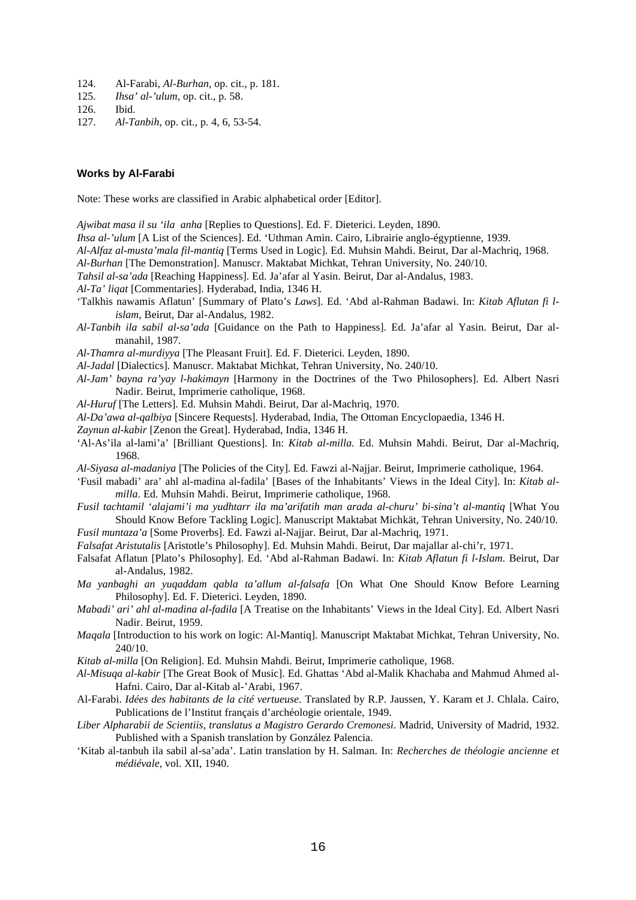124. Al-Farabi, *Al-Burhan*, op. cit., p. 181.
125. *Ihsa' al-'ulum*, op. cit., p. 58.
126. Ibid.
127. *Al-Tanbih*, op. cit., p. 4, 6, 53-54.

### Works by Al-Farabi

Note: These works are classified in Arabic alphabetical order [Editor].

*Ajwibat masa il su 'ila anha* [Replies to Questions]. Ed. F. Dieterici. Leyden, 1890.

*Ihsa al-'ulum* [A List of the Sciences]. Ed. 'Uthman Amin. Cairo, Librairie anglo-égyptienne, 1939.

*Al-Alfaz al-musta'mala fil-mantiq* [Terms Used in Logic]. Ed. Muhsin Mahdi. Beirut, Dar al-Machriq, 1968.

*Al-Burhan* [The Demonstration]. Manuscr. Maktabat Michkat, Tehran University, No. 240/10.

*Tahsil al-sa'ada* [Reaching Happiness]. Ed. Ja'afar al Yasin. Beirut, Dar al-Andalus, 1983.

*Al-Ta' liqat* [Commentaries]. Hyderabad, India, 1346 H.

'Talkhis nawamis Aflatun' [Summary of Plato's *Laws*]. Ed. 'Abd al-Rahman Badawi. In: *Kitab Aflutan fi l-islam*, Beirut, Dar al-Andalus, 1982.

*Al-Tanbih ila sabil al-sa'ada* [Guidance on the Path to Happiness]. Ed. Ja'afar al Yasin. Beirut, Dar al-manahil, 1987.

*Al-Thamra al-murdiyya* [The Pleasant Fruit]. Ed. F. Dieterici. Leyden, 1890.

*Al-Jadal* [Dialectics]. Manuscr. Maktabat Michkat, Tehran University, No. 240/10.

*Al-Jam' bayna ra'yay l-hakimayn* [Harmony in the Doctrines of the Two Philosophers]. Ed. Albert Nasri Nadir. Beirut, Imprimerie catholique, 1968.

*Al-Huruf* [The Letters]. Ed. Muhsin Mahdi. Beirut, Dar al-Machriq, 1970.

*Al-Da'awa al-qalbiya* [Sincere Requests]. Hyderabad, India, The Ottoman Encyclopaedia, 1346 H.

*Zaynun al-kabir* [Zenon the Great]. Hyderabad, India, 1346 H.

'Al-As'ila al-lami'a' [Brilliant Questions]. In: *Kitab al-milla.* Ed. Muhsin Mahdi. Beirut, Dar al-Machriq, 1968.

*Al-Siyasa al-madaniya* [The Policies of the City]. Ed. Fawzi al-Najjar. Beirut, Imprimerie catholique, 1964.

'Fusil mabadi' ara' ahl al-madina al-fadila' [Bases of the Inhabitants' Views in the Ideal City]. In: *Kitab al-milla*. Ed. Muhsin Mahdi. Beirut, Imprimerie catholique, 1968.

*Fusil tachtamil 'alajami'i ma yudhtarr ila ma'arifatih man arada al-churu' bi-sina't al-mantiq* [What You Should Know Before Tackling Logic]. Manuscript Maktabat Michkät, Tehran University, No. 240/10.

*Fusil muntaza'a* [Some Proverbs]. Ed. Fawzi al-Najjar. Beirut, Dar al-Machriq, 1971.

*Falsafat Aristutalis* [Aristotle's Philosophy]. Ed. Muhsin Mahdi. Beirut, Dar majallar al-chi'r, 1971.

Falsafat Aflatun [Plato's Philosophy]. Ed. 'Abd al-Rahman Badawi. In: *Kitab Aflatun fi l-Islam*. Beirut, Dar al-Andalus, 1982.

*Ma yanbaghi an yuqaddam qabla ta'allum al-falsafa* [On What One Should Know Before Learning Philosophy]. Ed. F. Dieterici. Leyden, 1890.

*Mabadi' ari' ahl al-madina al-fadila* [A Treatise on the Inhabitants' Views in the Ideal City]. Ed. Albert Nasri Nadir. Beirut, 1959.

*Maqala* [Introduction to his work on logic: Al-Mantiq]. Manuscript Maktabat Michkat, Tehran University, No. 240/10.

*Kitab al-milla* [On Religion]. Ed. Muhsin Mahdi. Beirut, Imprimerie catholique, 1968.

*Al-Misuqa al-kabir* [The Great Book of Music]. Ed. Ghattas 'Abd al-Malik Khachaba and Mahmud Ahmed al-Hafni. Cairo, Dar al-Kitab al-'Arabi, 1967.

Al-Farabi. *Idées des habitants de la cité vertueuse.* Translated by R.P. Jaussen, Y. Karam et J. Chlala. Cairo, Publications de l'Institut français d'archéologie orientale, 1949.

*Liber Alpharabii de Scientiis, translatus a Magistro Gerardo Cremonesi*. Madrid, University of Madrid, 1932. Published with a Spanish translation by González Palencia.

'Kitab al-tanbuh ila sabil al-sa'ada'. Latin translation by H. Salman. In: *Recherches de théologie ancienne et médiévale*, vol. XII, 1940.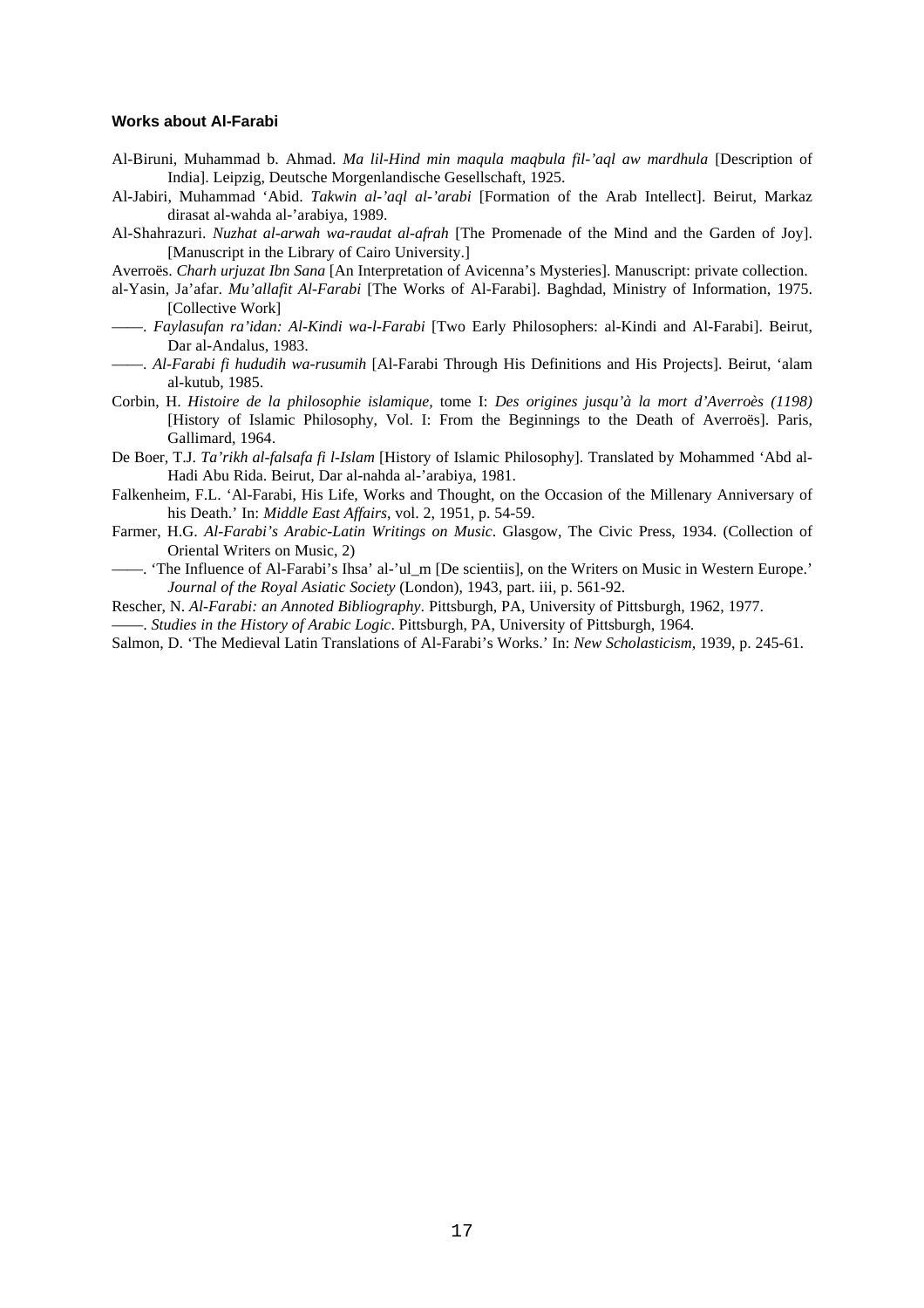### Works about Al-Farabi

Al-Biruni, Muhammad b. Ahmad. *Ma lil-Hind min maqula maqbula fil-'aql aw mardhula* [Description of India]. Leipzig, Deutsche Morgenlandische Gesellschaft, 1925.

Al-Jabiri, Muhammad 'Abid. *Takwin al-'aql al-'arabi* [Formation of the Arab Intellect]. Beirut, Markaz dirasat al-wahda al-'arabiya, 1989.

Al-Shahrazuri. *Nuzhat al-arwah wa-raudat al-afrah* [The Promenade of the Mind and the Garden of Joy]. [Manuscript in the Library of Cairo University.]

Averroës. *Charh urjuzat Ibn Sana* [An Interpretation of Avicenna's Mysteries]. Manuscript: private collection.

al-Yasin, Ja'afar. *Mu'allafit Al-Farabi* [The Works of Al-Farabi]. Baghdad, Ministry of Information, 1975. [Collective Work]

——. *Faylasufan ra'idan: Al-Kindi wa-l-Farabi* [Two Early Philosophers: al-Kindi and Al-Farabi]. Beirut, Dar al-Andalus, 1983.

——. *Al-Farabi fi hududih wa-rusumih* [Al-Farabi Through His Definitions and His Projects]. Beirut, 'alam al-kutub, 1985.

Corbin, H. *Histoire de la philosophie islamique,* tome I: *Des origines jusqu'à la mort d'Averroès (1198)* [History of Islamic Philosophy, Vol. I: From the Beginnings to the Death of Averroës]. Paris, Gallimard, 1964.

De Boer, T.J. *Ta'rikh al-falsafa fi l-Islam* [History of Islamic Philosophy]. Translated by Mohammed 'Abd al-Hadi Abu Rida. Beirut, Dar al-nahda al-'arabiya, 1981.

Falkenheim, F.L. 'Al-Farabi, His Life, Works and Thought, on the Occasion of the Millenary Anniversary of his Death.' In: *Middle East Affairs*, vol. 2, 1951, p. 54-59.

Farmer, H.G. *Al-Farabi's Arabic-Latin Writings on Music*. Glasgow, The Civic Press, 1934. (Collection of Oriental Writers on Music, 2)

——. 'The Influence of Al-Farabi's Ihsa' al-'ul_m [De scientiis], on the Writers on Music in Western Europe.' *Journal of the Royal Asiatic Society* (London), 1943, part. iii, p. 561-92.

Rescher, N. *Al-Farabi: an Annoted Bibliography*. Pittsburgh, PA, University of Pittsburgh, 1962, 1977.

——. *Studies in the History of Arabic Logic*. Pittsburgh, PA, University of Pittsburgh, 1964.

Salmon, D. 'The Medieval Latin Translations of Al-Farabi's Works.' In: *New Scholasticism,* 1939, p. 245-61.